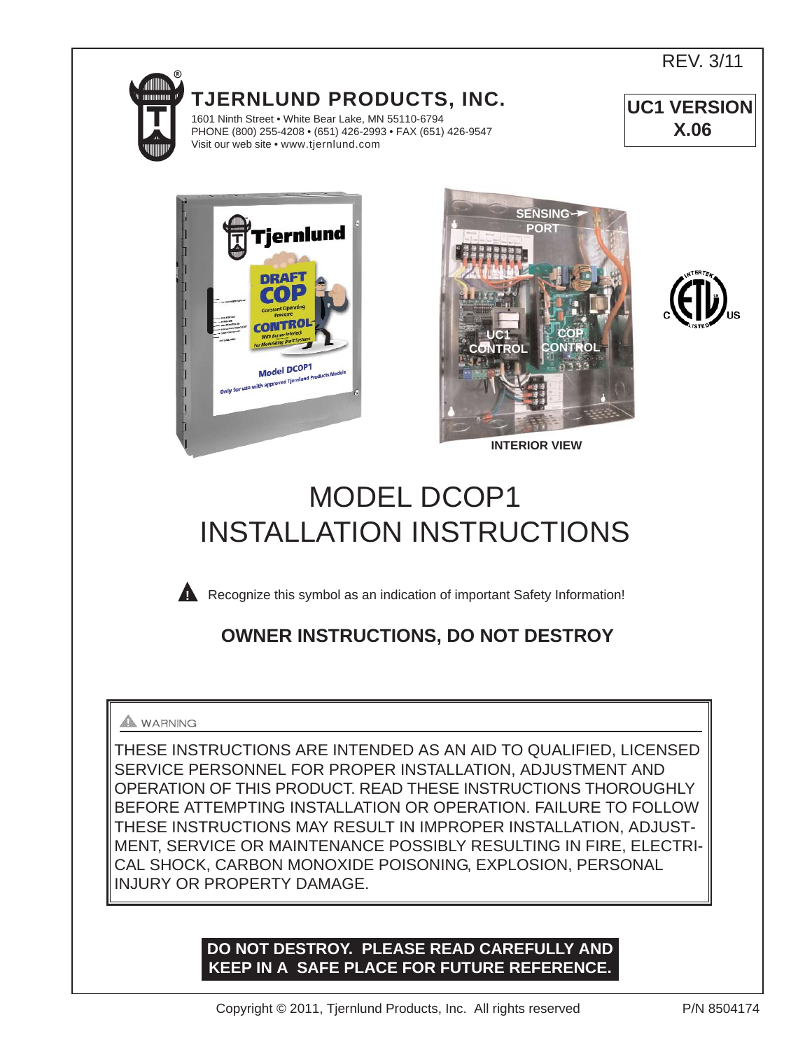REV. 3/11

# TJERNLUND PRODUCTS, INC.

1601 Ninth Street • White Bear Lake, MN 55110-6794
PHONE (800) 255-4208 • (651) 426-2993 • FAX (651) 426-9547
Visit our web site • www.tjernlund.com

**UC1 VERSION X.06**

SENSING PORT

UC1 CONTROL

COP CONTROL

INTERIOR VIEW

# MODEL DCOP1 INSTALLATION INSTRUCTIONS

Recognize this symbol as an indication of important Safety Information!

## OWNER INSTRUCTIONS, DO NOT DESTROY

⚠ WARNING

THESE INSTRUCTIONS ARE INTENDED AS AN AID TO QUALIFIED, LICENSED SERVICE PERSONNEL FOR PROPER INSTALLATION, ADJUSTMENT AND OPERATION OF THIS PRODUCT. READ THESE INSTRUCTIONS THOROUGHLY BEFORE ATTEMPTING INSTALLATION OR OPERATION. FAILURE TO FOLLOW THESE INSTRUCTIONS MAY RESULT IN IMPROPER INSTALLATION, ADJUSTMENT, SERVICE OR MAINTENANCE POSSIBLY RESULTING IN FIRE, ELECTRICAL SHOCK, CARBON MONOXIDE POISONING, EXPLOSION, PERSONAL INJURY OR PROPERTY DAMAGE.

**DO NOT DESTROY. PLEASE READ CAREFULLY AND KEEP IN A SAFE PLACE FOR FUTURE REFERENCE.**

Copyright © 2011, Tjernlund Products, Inc. All rights reserved

P/N 8504174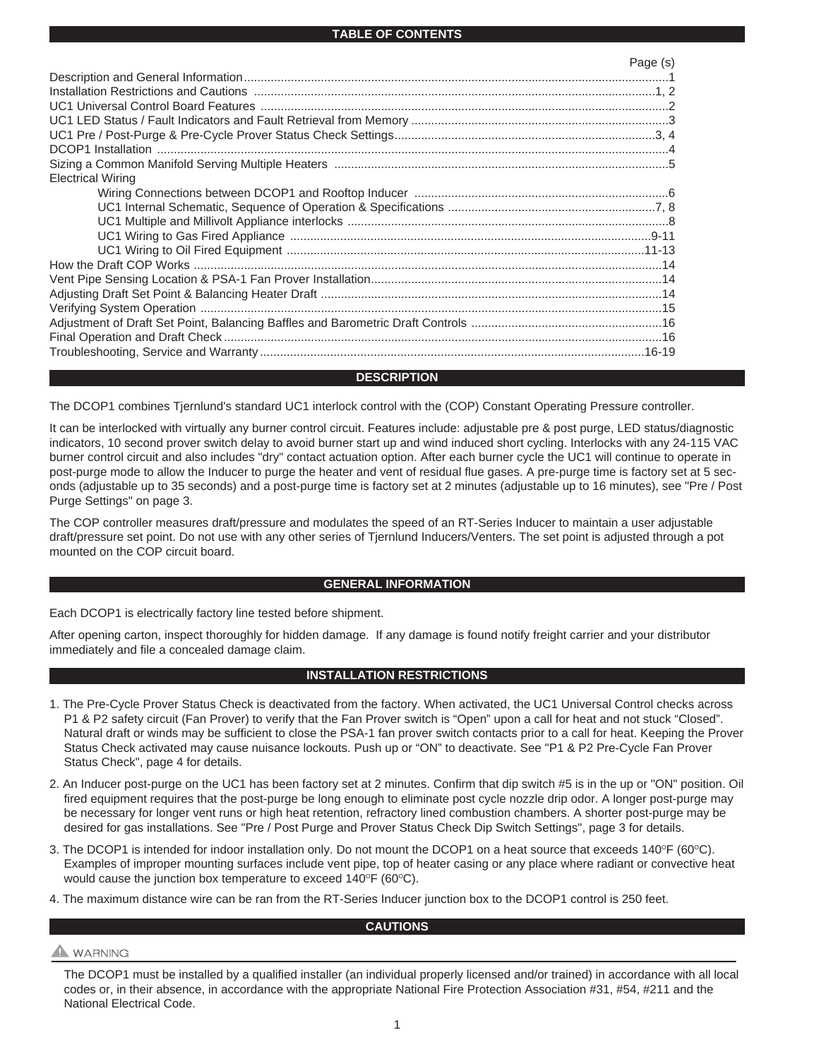## TABLE OF CONTENTS

| | Page (s) |
|---|---|
| Description and General Information | 1 |
| Installation Restrictions and Cautions | 1, 2 |
| UC1 Universal Control Board Features | 2 |
| UC1 LED Status / Fault Indicators and Fault Retrieval from Memory | 3 |
| UC1 Pre / Post-Purge & Pre-Cycle Prover Status Check Settings | 3, 4 |
| DCOP1 Installation | 4 |
| Sizing a Common Manifold Serving Multiple Heaters | 5 |
| Electrical Wiring | |
| Wiring Connections between DCOP1 and Rooftop Inducer | 6 |
| UC1 Internal Schematic, Sequence of Operation & Specifications | 7, 8 |
| UC1 Multiple and Millivolt Appliance interlocks | 8 |
| UC1 Wiring to Gas Fired Appliance | 9-11 |
| UC1 Wiring to Oil Fired Equipment | 11-13 |
| How the Draft COP Works | 14 |
| Vent Pipe Sensing Location & PSA-1 Fan Prover Installation | 14 |
| Adjusting Draft Set Point & Balancing Heater Draft | 14 |
| Verifying System Operation | 15 |
| Adjustment of Draft Set Point, Balancing Baffles and Barometric Draft Controls | 16 |
| Final Operation and Draft Check | 16 |
| Troubleshooting, Service and Warranty | 16-19 |

## DESCRIPTION

The DCOP1 combines Tjernlund's standard UC1 interlock control with the (COP) Constant Operating Pressure controller.

It can be interlocked with virtually any burner control circuit. Features include: adjustable pre & post purge, LED status/diagnostic indicators, 10 second prover switch delay to avoid burner start up and wind induced short cycling. Interlocks with any 24-115 VAC burner control circuit and also includes "dry" contact actuation option. After each burner cycle the UC1 will continue to operate in post-purge mode to allow the Inducer to purge the heater and vent of residual flue gases. A pre-purge time is factory set at 5 seconds (adjustable up to 35 seconds) and a post-purge time is factory set at 2 minutes (adjustable up to 16 minutes), see "Pre / Post Purge Settings" on page 3.

The COP controller measures draft/pressure and modulates the speed of an RT-Series Inducer to maintain a user adjustable draft/pressure set point. Do not use with any other series of Tjernlund Inducers/Venters. The set point is adjusted through a pot mounted on the COP circuit board.

## GENERAL INFORMATION

Each DCOP1 is electrically factory line tested before shipment.

After opening carton, inspect thoroughly for hidden damage. If any damage is found notify freight carrier and your distributor immediately and file a concealed damage claim.

## INSTALLATION RESTRICTIONS

1. The Pre-Cycle Prover Status Check is deactivated from the factory. When activated, the UC1 Universal Control checks across P1 & P2 safety circuit (Fan Prover) to verify that the Fan Prover switch is “Open” upon a call for heat and not stuck “Closed”. Natural draft or winds may be sufficient to close the PSA-1 fan prover switch contacts prior to a call for heat. Keeping the Prover Status Check activated may cause nuisance lockouts. Push up or “ON” to deactivate. See "P1 & P2 Pre-Cycle Fan Prover Status Check", page 4 for details.
2. An Inducer post-purge on the UC1 has been factory set at 2 minutes. Confirm that dip switch #5 is in the up or "ON" position. Oil fired equipment requires that the post-purge be long enough to eliminate post cycle nozzle drip odor. A longer post-purge may be necessary for longer vent runs or high heat retention, refractory lined combustion chambers. A shorter post-purge may be desired for gas installations. See "Pre / Post Purge and Prover Status Check Dip Switch Settings", page 3 for details.
3. The DCOP1 is intended for indoor installation only. Do not mount the DCOP1 on a heat source that exceeds 140°F (60°C). Examples of improper mounting surfaces include vent pipe, top of heater casing or any place where radiant or convective heat would cause the junction box temperature to exceed 140°F (60°C).
4. The maximum distance wire can be ran from the RT-Series Inducer junction box to the DCOP1 control is 250 feet.

## CAUTIONS

⚠ WARNING

The DCOP1 must be installed by a qualified installer (an individual properly licensed and/or trained) in accordance with all local codes or, in their absence, in accordance with the appropriate National Fire Protection Association #31, #54, #211 and the National Electrical Code.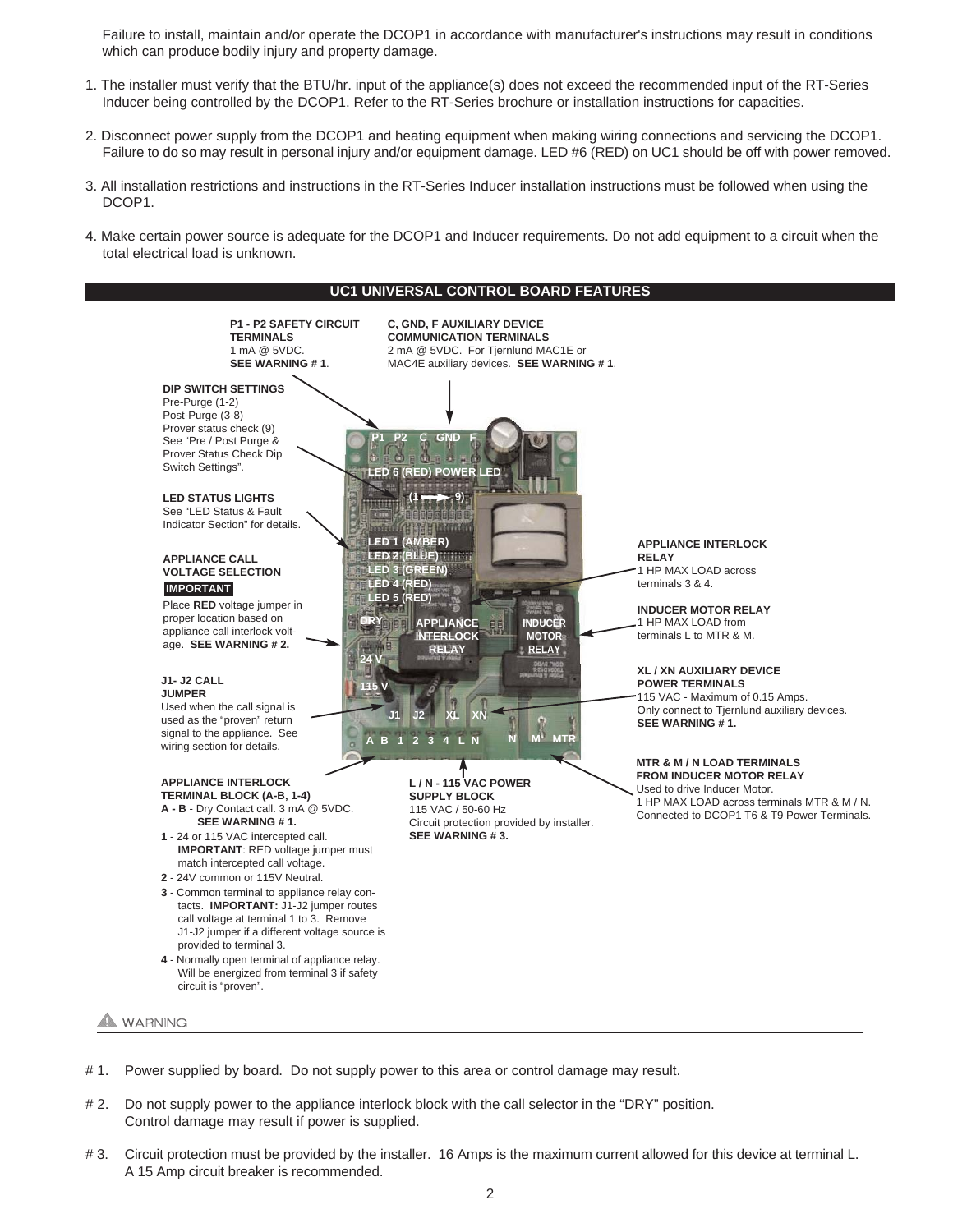Failure to install, maintain and/or operate the DCOP1 in accordance with manufacturer's instructions may result in conditions which can produce bodily injury and property damage.

1. The installer must verify that the BTU/hr. input of the appliance(s) does not exceed the recommended input of the RT-Series Inducer being controlled by the DCOP1. Refer to the RT-Series brochure or installation instructions for capacities.

2. Disconnect power supply from the DCOP1 and heating equipment when making wiring connections and servicing the DCOP1. Failure to do so may result in personal injury and/or equipment damage. LED #6 (RED) on UC1 should be off with power removed.

3. All installation restrictions and instructions in the RT-Series Inducer installation instructions must be followed when using the DCOP1.

4. Make certain power source is adequate for the DCOP1 and Inducer requirements. Do not add equipment to a circuit when the total electrical load is unknown.

## UC1 UNIVERSAL CONTROL BOARD FEATURES

**P1 - P2 SAFETY CIRCUIT TERMINALS**
1 mA @ 5VDC.
**SEE WARNING # 1**.

**C, GND, F AUXILIARY DEVICE COMMUNICATION TERMINALS**
2 mA @ 5VDC. For Tjernlund MAC1E or MAC4E auxiliary devices. **SEE WARNING # 1**.

**DIP SWITCH SETTINGS**
Pre-Purge (1-2)
Post-Purge (3-8)
Prover status check (9)
See "Pre / Post Purge & Prover Status Check Dip Switch Settings".

**LED STATUS LIGHTS**
See "LED Status & Fault Indicator Section" for details.

**APPLIANCE CALL VOLTAGE SELECTION**
**IMPORTANT**
Place **RED** voltage jumper in proper location based on appliance call interlock voltage. **SEE WARNING # 2.**

**J1- J2 CALL JUMPER**
Used when the call signal is used as the "proven" return signal to the appliance. See wiring section for details.

**APPLIANCE INTERLOCK TERMINAL BLOCK (A-B, 1-4)**
- **A - B** - Dry Contact call. 3 mA @ 5VDC. **SEE WARNING # 1.**
- **1** - 24 or 115 VAC intercepted call. **IMPORTANT**: RED voltage jumper must match intercepted call voltage.
- **2** - 24V common or 115V Neutral.
- **3** - Common terminal to appliance relay contacts. **IMPORTANT:** J1-J2 jumper routes call voltage at terminal 1 to 3. Remove J1-J2 jumper if a different voltage source is provided to terminal 3.
- **4** - Normally open terminal of appliance relay. Will be energized from terminal 3 if safety circuit is "proven".

**L / N - 115 VAC POWER SUPPLY BLOCK**
115 VAC / 50-60 Hz
Circuit protection provided by installer.
**SEE WARNING # 3.**

**APPLIANCE INTERLOCK RELAY**
1 HP MAX LOAD across terminals 3 & 4.

**INDUCER MOTOR RELAY**
1 HP MAX LOAD from terminals L to MTR & M.

**XL / XN AUXILIARY DEVICE POWER TERMINALS**
115 VAC - Maximum of 0.15 Amps.
Only connect to Tjernlund auxiliary devices.
**SEE WARNING # 1.**

**MTR & M / N LOAD TERMINALS FROM INDUCER MOTOR RELAY**
Used to drive Inducer Motor.
1 HP MAX LOAD across terminals MTR & M / N.
Connected to DCOP1 T6 & T9 Power Terminals.

P1 P2 C GND F
LED 6 (RED) POWER LED
(1 → 9)
LED 1 (AMBER)
LED 2 (BLUE)
LED 3 (GREEN)
LED 4 (RED)
LED 5 (RED)
DRY
24 V
115 V
APPLIANCE INTERLOCK RELAY
INDUCER MOTOR RELAY
J1 J2 XL XN
A B 1 2 3 4 L N N M MTR

**WARNING**

# 1. Power supplied by board. Do not supply power to this area or control damage may result.

# 2. Do not supply power to the appliance interlock block with the call selector in the "DRY" position. Control damage may result if power is supplied.

# 3. Circuit protection must be provided by the installer. 16 Amps is the maximum current allowed for this device at terminal L. A 15 Amp circuit breaker is recommended.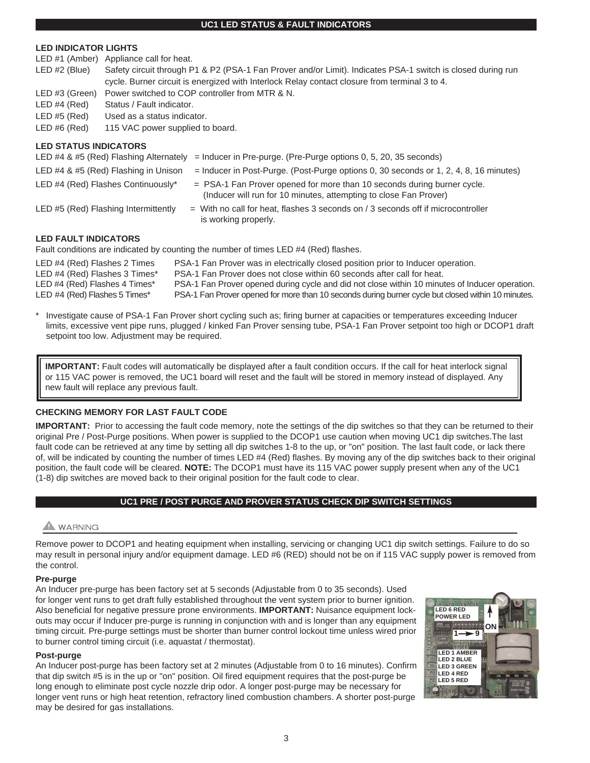## UC1 LED STATUS & FAULT INDICATORS

### LED INDICATOR LIGHTS

| | |
|---|---|
| LED #1 (Amber) | Appliance call for heat. |
| LED #2 (Blue) | Safety circuit through P1 & P2 (PSA-1 Fan Prover and/or Limit). Indicates PSA-1 switch is closed during run cycle. Burner circuit is energized with Interlock Relay contact closure from terminal 3 to 4. |
| LED #3 (Green) | Power switched to COP controller from MTR & N. |
| LED #4 (Red) | Status / Fault indicator. |
| LED #5 (Red) | Used as a status indicator. |
| LED #6 (Red) | 115 VAC power supplied to board. |

### LED STATUS INDICATORS

| | |
|---|---|
| LED #4 & #5 (Red) Flashing Alternately | = Inducer in Pre-purge. (Pre-Purge options 0, 5, 20, 35 seconds) |
| LED #4 & #5 (Red) Flashing in Unison | = Inducer in Post-Purge. (Post-Purge options 0, 30 seconds or 1, 2, 4, 8, 16 minutes) |
| LED #4 (Red) Flashes Continuously* | = PSA-1 Fan Prover opened for more than 10 seconds during burner cycle. (Inducer will run for 10 minutes, attempting to close Fan Prover) |
| LED #5 (Red) Flashing Intermittently | = With no call for heat, flashes 3 seconds on / 3 seconds off if microcontroller is working properly. |

### LED FAULT INDICATORS

Fault conditions are indicated by counting the number of times LED #4 (Red) flashes.

| | |
|---|---|
| LED #4 (Red) Flashes 2 Times | PSA-1 Fan Prover was in electrically closed position prior to Inducer operation. |
| LED #4 (Red) Flashes 3 Times* | PSA-1 Fan Prover does not close within 60 seconds after call for heat. |
| LED #4 (Red) Flashes 4 Times* | PSA-1 Fan Prover opened during cycle and did not close within 10 minutes of Inducer operation. |
| LED #4 (Red) Flashes 5 Times* | PSA-1 Fan Prover opened for more than 10 seconds during burner cycle but closed within 10 minutes. |

\* Investigate cause of PSA-1 Fan Prover short cycling such as; firing burner at capacities or temperatures exceeding Inducer limits, excessive vent pipe runs, plugged / kinked Fan Prover sensing tube, PSA-1 Fan Prover setpoint too high or DCOP1 draft setpoint too low. Adjustment may be required.

> **IMPORTANT:** Fault codes will automatically be displayed after a fault condition occurs. If the call for heat interlock signal or 115 VAC power is removed, the UC1 board will reset and the fault will be stored in memory instead of displayed. Any new fault will replace any previous fault.

### CHECKING MEMORY FOR LAST FAULT CODE

**IMPORTANT:** Prior to accessing the fault code memory, note the settings of the dip switches so that they can be returned to their original Pre / Post-Purge positions. When power is supplied to the DCOP1 use caution when moving UC1 dip switches.The last fault code can be retrieved at any time by setting all dip switches 1-8 to the up, or "on" position. The last fault code, or lack there of, will be indicated by counting the number of times LED #4 (Red) flashes. By moving any of the dip switches back to their original position, the fault code will be cleared. **NOTE:** The DCOP1 must have its 115 VAC power supply present when any of the UC1 (1-8) dip switches are moved back to their original position for the fault code to clear.

## UC1 PRE / POST PURGE AND PROVER STATUS CHECK DIP SWITCH SETTINGS

**⚠ WARNING**

Remove power to DCOP1 and heating equipment when installing, servicing or changing UC1 dip switch settings. Failure to do so may result in personal injury and/or equipment damage. LED #6 (RED) should not be on if 115 VAC supply power is removed from the control.

#### Pre-purge

An Inducer pre-purge has been factory set at 5 seconds (Adjustable from 0 to 35 seconds). Used for longer vent runs to get draft fully established throughout the vent system prior to burner ignition. Also beneficial for negative pressure prone environments. **IMPORTANT:** Nuisance equipment lock-outs may occur if Inducer pre-purge is running in conjunction with and is longer than any equipment timing circuit. Pre-purge settings must be shorter than burner control lockout time unless wired prior to burner control timing circuit (i.e. aquastat / thermostat).

#### Post-purge

An Inducer post-purge has been factory set at 2 minutes (Adjustable from 0 to 16 minutes). Confirm that dip switch #5 is in the up or "on" position. Oil fired equipment requires that the post-purge be long enough to eliminate post cycle nozzle drip odor. A longer post-purge may be necessary for longer vent runs or high heat retention, refractory lined combustion chambers. A shorter post-purge may be desired for gas installations.

LED 6 RED POWER LED
ON
1 → 9
LED 1 AMBER
LED 2 BLUE
LED 3 GREEN
LED 4 RED
LED 5 RED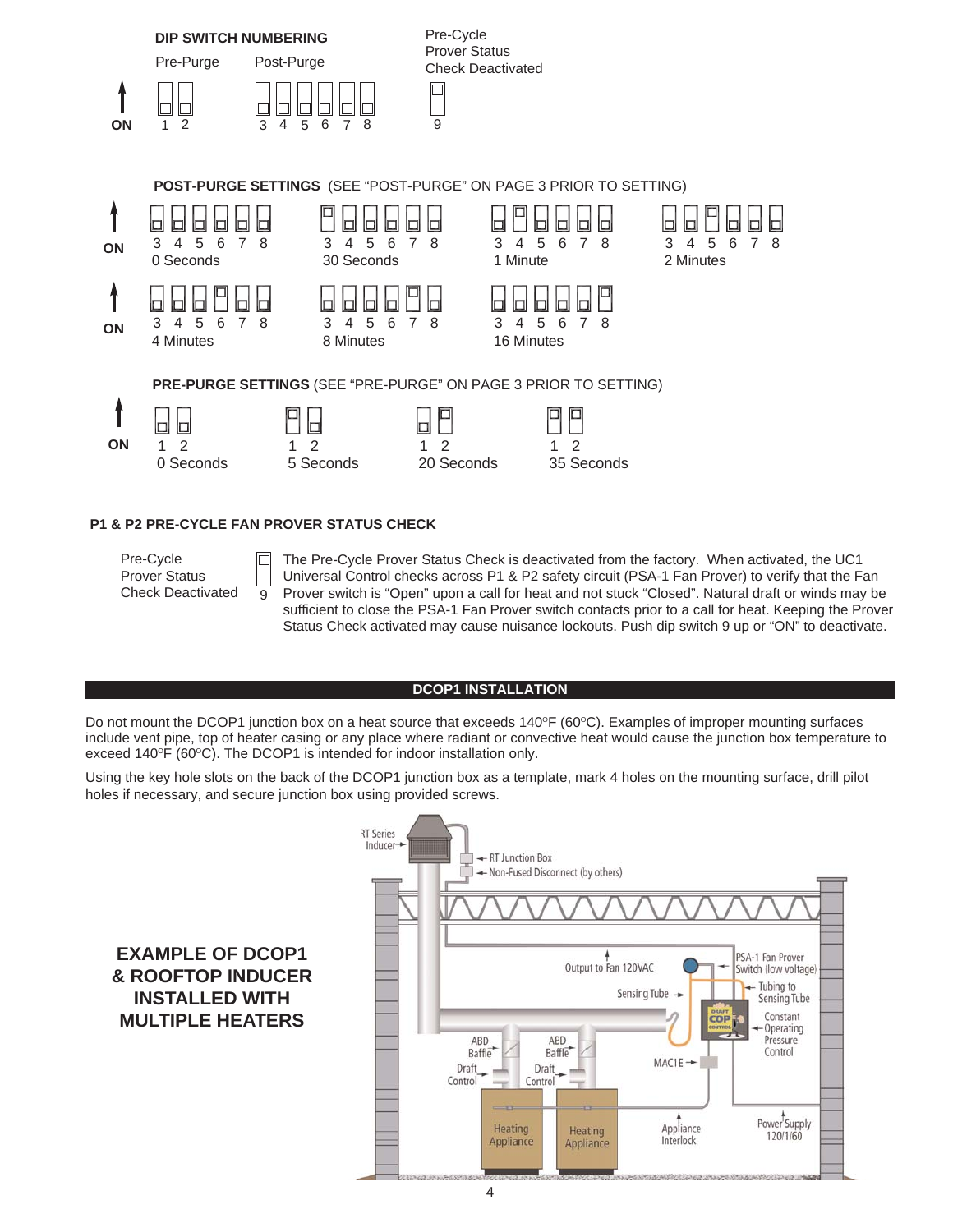## DIP SWITCH NUMBERING

Pre-Purge: 1 2 — Post-Purge: 3 4 5 6 7 8 — Pre-Cycle Prover Status Check Deactivated: 9

ON

**POST-PURGE SETTINGS** (SEE "POST-PURGE" ON PAGE 3 PRIOR TO SETTING)

| Switches 3 4 5 6 7 8 | Setting |
|---|---|
| All OFF | 0 Seconds |
| 3 ON | 30 Seconds |
| 4 ON | 1 Minute |
| 5 ON | 2 Minutes |
| 6 ON | 4 Minutes |
| 7 ON | 8 Minutes |
| 8 ON | 16 Minutes |

**PRE-PURGE SETTINGS** (SEE "PRE-PURGE" ON PAGE 3 PRIOR TO SETTING)

| Switches 1 2 | Setting |
|---|---|
| Both OFF | 0 Seconds |
| 1 ON | 5 Seconds |
| 2 ON | 20 Seconds |
| 1 & 2 ON | 35 Seconds |

**P1 & P2 PRE-CYCLE FAN PROVER STATUS CHECK**

Pre-Cycle Prover Status Check Deactivated (9)

The Pre-Cycle Prover Status Check is deactivated from the factory. When activated, the UC1 Universal Control checks across P1 & P2 safety circuit (PSA-1 Fan Prover) to verify that the Fan Prover switch is "Open" upon a call for heat and not stuck "Closed". Natural draft or winds may be sufficient to close the PSA-1 Fan Prover switch contacts prior to a call for heat. Keeping the Prover Status Check activated may cause nuisance lockouts. Push dip switch 9 up or "ON" to deactivate.

## DCOP1 INSTALLATION

Do not mount the DCOP1 junction box on a heat source that exceeds 140°F (60°C). Examples of improper mounting surfaces include vent pipe, top of heater casing or any place where radiant or convective heat would cause the junction box temperature to exceed 140°F (60°C). The DCOP1 is intended for indoor installation only.

Using the key hole slots on the back of the DCOP1 junction box as a template, mark 4 holes on the mounting surface, drill pilot holes if necessary, and secure junction box using provided screws.

**EXAMPLE OF DCOP1 & ROOFTOP INDUCER INSTALLED WITH MULTIPLE HEATERS**

RT Series Inducer; RT Junction Box; Non-Fused Disconnect (by others); Output to Fan 120VAC; PSA-1 Fan Prover Switch (low voltage); Tubing to Sensing Tube; Sensing Tube; Constant Operating Pressure Control; ABD Baffle; ABD Baffle; Draft Control; Draft Control; MAC1E; Heating Appliance; Heating Appliance; Appliance Interlock; Power Supply 120/1/60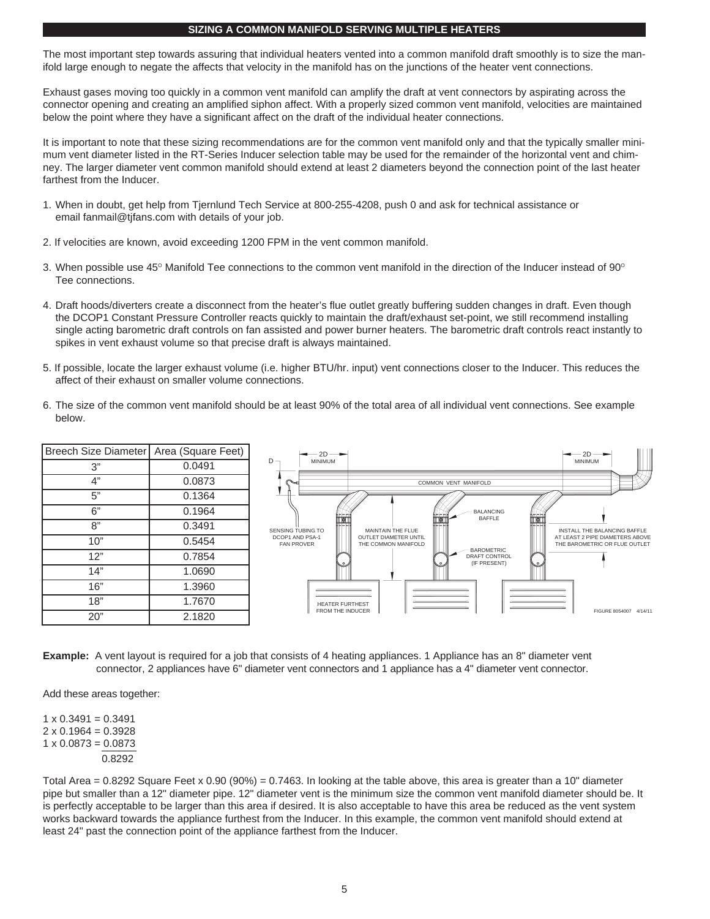## SIZING A COMMON MANIFOLD SERVING MULTIPLE HEATERS

The most important step towards assuring that individual heaters vented into a common manifold draft smoothly is to size the manifold large enough to negate the affects that velocity in the manifold has on the junctions of the heater vent connections.

Exhaust gases moving too quickly in a common vent manifold can amplify the draft at vent connectors by aspirating across the connector opening and creating an amplified siphon affect. With a properly sized common vent manifold, velocities are maintained below the point where they have a significant affect on the draft of the individual heater connections.

It is important to note that these sizing recommendations are for the common vent manifold only and that the typically smaller minimum vent diameter listed in the RT-Series Inducer selection table may be used for the remainder of the horizontal vent and chimney. The larger diameter vent common manifold should extend at least 2 diameters beyond the connection point of the last heater farthest from the Inducer.

1. When in doubt, get help from Tjernlund Tech Service at 800-255-4208, push 0 and ask for technical assistance or email fanmail@tjfans.com with details of your job.
2. If velocities are known, avoid exceeding 1200 FPM in the vent common manifold.
3. When possible use 45° Manifold Tee connections to the common vent manifold in the direction of the Inducer instead of 90° Tee connections.
4. Draft hoods/diverters create a disconnect from the heater's flue outlet greatly buffering sudden changes in draft. Even though the DCOP1 Constant Pressure Controller reacts quickly to maintain the draft/exhaust set-point, we still recommend installing single acting barometric draft controls on fan assisted and power burner heaters. The barometric draft controls react instantly to spikes in vent exhaust volume so that precise draft is always maintained.
5. If possible, locate the larger exhaust volume (i.e. higher BTU/hr. input) vent connections closer to the Inducer. This reduces the affect of their exhaust on smaller volume connections.
6. The size of the common vent manifold should be at least 90% of the total area of all individual vent connections. See example below.

| Breech Size Diameter | Area (Square Feet) |
|---|---|
| 3" | 0.0491 |
| 4" | 0.0873 |
| 5" | 0.1364 |
| 6" | 0.1964 |
| 8" | 0.3491 |
| 10" | 0.5454 |
| 12" | 0.7854 |
| 14" | 1.0690 |
| 16" | 1.3960 |
| 18" | 1.7670 |
| 20" | 2.1820 |

D — 2D MINIMUM — COMMON VENT MANIFOLD — 2D MINIMUM — SENSING TUBING TO DCOP1 AND PSA-1 FAN PROVER — MAINTAIN THE FLUE OUTLET DIAMETER UNTIL THE COMMON MANIFOLD — BALANCING BAFFLE — BAROMETRIC DRAFT CONTROL (IF PRESENT) — INSTALL THE BALANCING BAFFLE AT LEAST 2 PIPE DIAMETERS ABOVE THE BAROMETRIC OR FLUE OUTLET — HEATER FURTHEST FROM THE INDUCER

FIGURE 8054007 4/14/11

**Example:** A vent layout is required for a job that consists of 4 heating appliances. 1 Appliance has an 8" diameter vent connector, 2 appliances have 6" diameter vent connectors and 1 appliance has a 4" diameter vent connector.

Add these areas together:

1 x 0.3491 = 0.3491
2 x 0.1964 = 0.3928
1 x 0.0873 = 0.0873
0.8292

Total Area = 0.8292 Square Feet x 0.90 (90%) = 0.7463. In looking at the table above, this area is greater than a 10" diameter pipe but smaller than a 12" diameter pipe. 12" diameter vent is the minimum size the common vent manifold diameter should be. It is perfectly acceptable to be larger than this area if desired. It is also acceptable to have this area be reduced as the vent system works backward towards the appliance furthest from the Inducer. In this example, the common vent manifold should extend at least 24" past the connection point of the appliance farthest from the Inducer.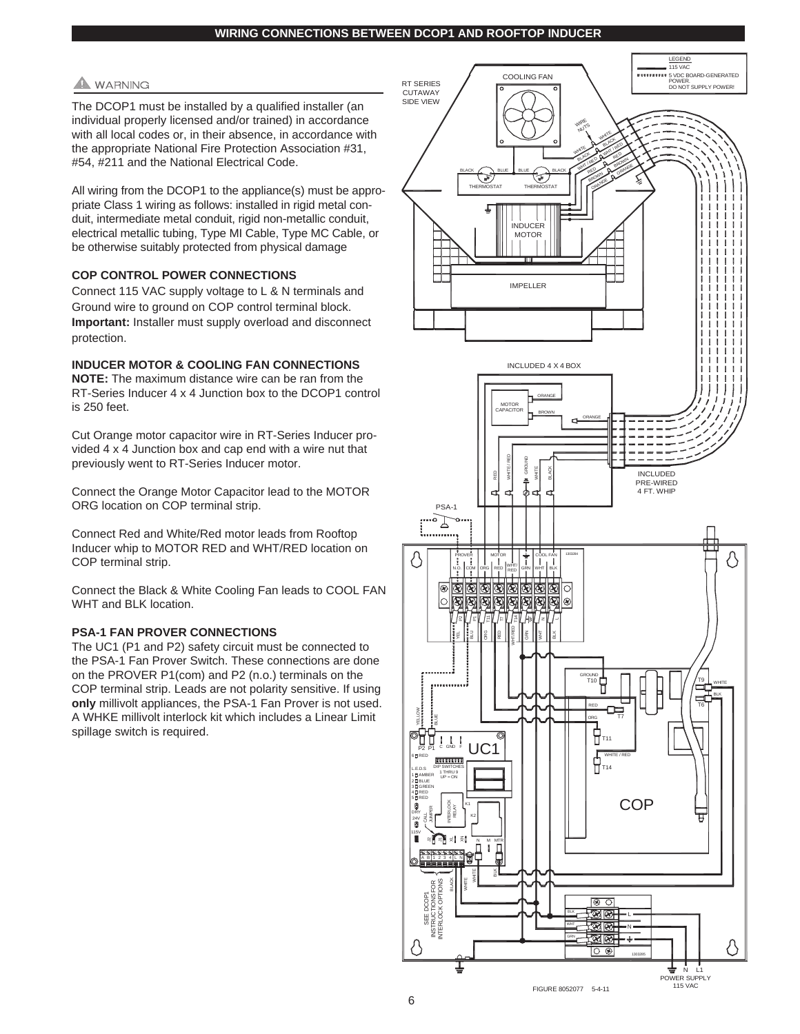## WIRING CONNECTIONS BETWEEN DCOP1 AND ROOFTOP INDUCER

⚠ WARNING

The DCOP1 must be installed by a qualified installer (an individual properly licensed and/or trained) in accordance with all local codes or, in their absence, in accordance with the appropriate National Fire Protection Association #31, #54, #211 and the National Electrical Code.

All wiring from the DCOP1 to the appliance(s) must be appropriate Class 1 wiring as follows: installed in rigid metal conduit, intermediate metal conduit, rigid non-metallic conduit, electrical metallic tubing, Type MI Cable, Type MC Cable, or be otherwise suitably protected from physical damage

### COP CONTROL POWER CONNECTIONS

Connect 115 VAC supply voltage to L & N terminals and Ground wire to ground on COP control terminal block. **Important:** Installer must supply overload and disconnect protection.

### INDUCER MOTOR & COOLING FAN CONNECTIONS

**NOTE:** The maximum distance wire can be ran from the RT-Series Inducer 4 x 4 Junction box to the DCOP1 control is 250 feet.

Cut Orange motor capacitor wire in RT-Series Inducer provided 4 x 4 Junction box and cap end with a wire nut that previously went to RT-Series Inducer motor.

Connect the Orange Motor Capacitor lead to the MOTOR ORG location on COP terminal strip.

Connect Red and White/Red motor leads from Rooftop Inducer whip to MOTOR RED and WHT/RED location on COP terminal strip.

Connect the Black & White Cooling Fan leads to COOL FAN WHT and BLK location.

### PSA-1 FAN PROVER CONNECTIONS

The UC1 (P1 and P2) safety circuit must be connected to the PSA-1 Fan Prover Switch. These connections are done on the PROVER P1(com) and P2 (n.o.) terminals on the COP terminal strip. Leads are not polarity sensitive. If using **only** millivolt appliances, the PSA-1 Fan Prover is not used. A WHKE millivolt interlock kit which includes a Linear Limit spillage switch is required.

FIGURE 8052077 5-4-11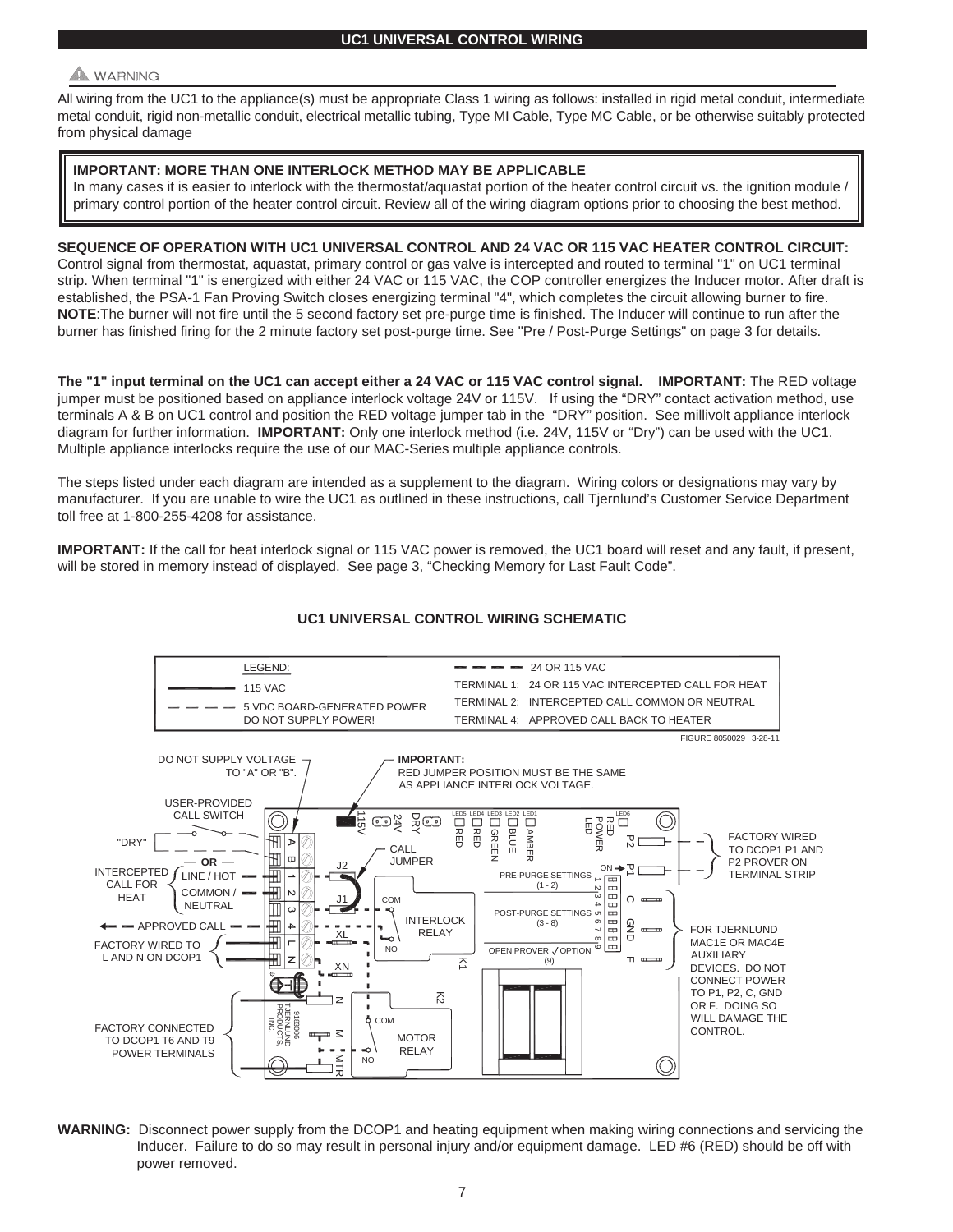## UC1 UNIVERSAL CONTROL WIRING

⚠ WARNING

All wiring from the UC1 to the appliance(s) must be appropriate Class 1 wiring as follows: installed in rigid metal conduit, intermediate metal conduit, rigid non-metallic conduit, electrical metallic tubing, Type MI Cable, Type MC Cable, or be otherwise suitably protected from physical damage

> **IMPORTANT: MORE THAN ONE INTERLOCK METHOD MAY BE APPLICABLE**
> In many cases it is easier to interlock with the thermostat/aquastat portion of the heater control circuit vs. the ignition module / primary control portion of the heater control circuit. Review all of the wiring diagram options prior to choosing the best method.

**SEQUENCE OF OPERATION WITH UC1 UNIVERSAL CONTROL AND 24 VAC OR 115 VAC HEATER CONTROL CIRCUIT:** Control signal from thermostat, aquastat, primary control or gas valve is intercepted and routed to terminal "1" on UC1 terminal strip. When terminal "1" is energized with either 24 VAC or 115 VAC, the COP controller energizes the Inducer motor. After draft is established, the PSA-1 Fan Proving Switch closes energizing terminal "4", which completes the circuit allowing burner to fire. **NOTE**:The burner will not fire until the 5 second factory set pre-purge time is finished. The Inducer will continue to run after the burner has finished firing for the 2 minute factory set post-purge time. See "Pre / Post-Purge Settings" on page 3 for details.

**The "1" input terminal on the UC1 can accept either a 24 VAC or 115 VAC control signal.** **IMPORTANT:** The RED voltage jumper must be positioned based on appliance interlock voltage 24V or 115V. If using the "DRY" contact activation method, use terminals A & B on UC1 control and position the RED voltage jumper tab in the "DRY" position. See millivolt appliance interlock diagram for further information. **IMPORTANT:** Only one interlock method (i.e. 24V, 115V or "Dry") can be used with the UC1. Multiple appliance interlocks require the use of our MAC-Series multiple appliance controls.

The steps listed under each diagram are intended as a supplement to the diagram. Wiring colors or designations may vary by manufacturer. If you are unable to wire the UC1 as outlined in these instructions, call Tjernlund's Customer Service Department toll free at 1-800-255-4208 for assistance.

**IMPORTANT:** If the call for heat interlock signal or 115 VAC power is removed, the UC1 board will reset and any fault, if present, will be stored in memory instead of displayed. See page 3, "Checking Memory for Last Fault Code".

### UC1 UNIVERSAL CONTROL WIRING SCHEMATIC

LEGEND:
- ——— 115 VAC
- — — — 5 VDC BOARD-GENERATED POWER DO NOT SUPPLY POWER!
- ▬ ▬ ▬ 24 OR 115 VAC
- TERMINAL 1: 24 OR 115 VAC INTERCEPTED CALL FOR HEAT
- TERMINAL 2: INTERCEPTED CALL COMMON OR NEUTRAL
- TERMINAL 4: APPROVED CALL BACK TO HEATER

FIGURE 8050029 3-28-11

DO NOT SUPPLY VOLTAGE TO "A" OR "B".

**IMPORTANT:** RED JUMPER POSITION MUST BE THE SAME AS APPLIANCE INTERLOCK VOLTAGE.

USER-PROVIDED CALL SWITCH

"DRY" — OR —

INTERCEPTED CALL FOR HEAT: LINE / HOT; COMMON / NEUTRAL

APPROVED CALL

FACTORY WIRED TO L AND N ON DCOP1

FACTORY CONNECTED TO DCOP1 T6 AND T9 POWER TERMINALS

115V 24V DRY

A B 1 2 3 4 L N

J2 J1 XL XN N M MTR

CALL JUMPER

INTERLOCK RELAY (COM, NO) K1

MOTOR RELAY (COM, NO) K2

LED5 RED, LED4 RED, LED3 GREEN, LED2 BLUE, LED1 AMBER, LED6 RED POWER LED

PRE-PURGE SETTINGS (1 - 2)

POST-PURGE SETTINGS (3 - 8)

OPEN PROVER ✓ OPTION (9)

ON → 1 2 3 4 5 6 7 8 9

P2 P1 — FACTORY WIRED TO DCOP1 P1 AND P2 PROVER ON TERMINAL STRIP

C GND F — FOR TJERNLUND MAC1E OR MAC4E AUXILIARY DEVICES. DO NOT CONNECT POWER TO P1, P2, C, GND OR F. DOING SO WILL DAMAGE THE CONTROL.

9180006 TJERNLUND PRODUCTS, INC.

**WARNING:** Disconnect power supply from the DCOP1 and heating equipment when making wiring connections and servicing the Inducer. Failure to do so may result in personal injury and/or equipment damage. LED #6 (RED) should be off with power removed.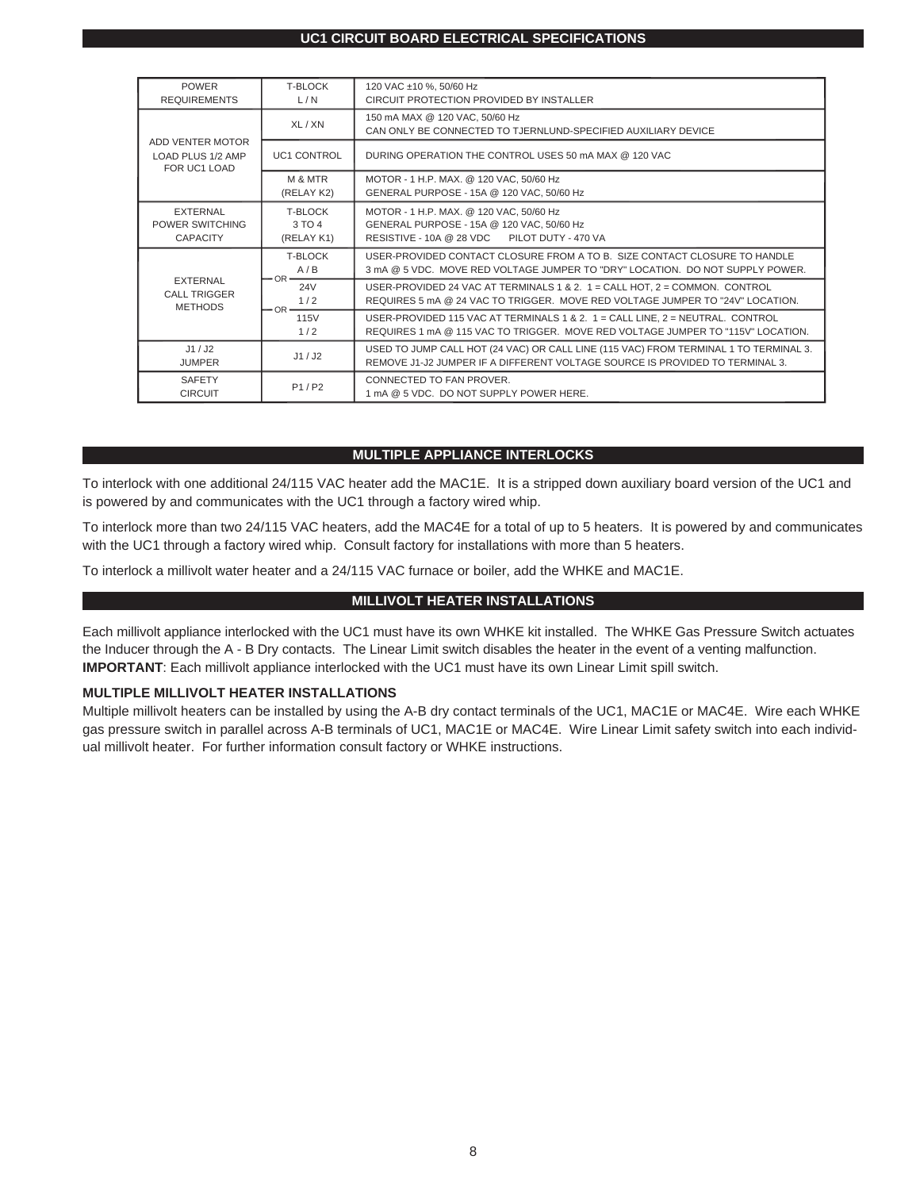## UC1 CIRCUIT BOARD ELECTRICAL SPECIFICATIONS

| | | |
|---|---|---|
| POWER REQUIREMENTS | T-BLOCK L / N | 120 VAC ±10 %, 50/60 Hz<br>CIRCUIT PROTECTION PROVIDED BY INSTALLER |
| ADD VENTER MOTOR LOAD PLUS 1/2 AMP FOR UC1 LOAD | XL / XN | 150 mA MAX @ 120 VAC, 50/60 Hz<br>CAN ONLY BE CONNECTED TO TJERNLUND-SPECIFIED AUXILIARY DEVICE |
| | UC1 CONTROL | DURING OPERATION THE CONTROL USES 50 mA MAX @ 120 VAC |
| | M & MTR (RELAY K2) | MOTOR - 1 H.P. MAX. @ 120 VAC, 50/60 Hz<br>GENERAL PURPOSE - 15A @ 120 VAC, 50/60 Hz |
| EXTERNAL POWER SWITCHING CAPACITY | T-BLOCK 3 TO 4 (RELAY K1) | MOTOR - 1 H.P. MAX. @ 120 VAC, 50/60 Hz<br>GENERAL PURPOSE - 15A @ 120 VAC, 50/60 Hz<br>RESISTIVE - 10A @ 28 VDC PILOT DUTY - 470 VA |
| EXTERNAL CALL TRIGGER METHODS | T-BLOCK A / B | USER-PROVIDED CONTACT CLOSURE FROM A TO B. SIZE CONTACT CLOSURE TO HANDLE 3 mA @ 5 VDC. MOVE RED VOLTAGE JUMPER TO "DRY" LOCATION. DO NOT SUPPLY POWER. |
| | — OR — 24V 1 / 2 | USER-PROVIDED 24 VAC AT TERMINALS 1 & 2. 1 = CALL HOT, 2 = COMMON. CONTROL REQUIRES 5 mA @ 24 VAC TO TRIGGER. MOVE RED VOLTAGE JUMPER TO "24V" LOCATION. |
| | — OR — 115V 1 / 2 | USER-PROVIDED 115 VAC AT TERMINALS 1 & 2. 1 = CALL LINE, 2 = NEUTRAL. CONTROL REQUIRES 1 mA @ 115 VAC TO TRIGGER. MOVE RED VOLTAGE JUMPER TO "115V" LOCATION. |
| J1 / J2 JUMPER | J1 / J2 | USED TO JUMP CALL HOT (24 VAC) OR CALL LINE (115 VAC) FROM TERMINAL 1 TO TERMINAL 3. REMOVE J1-J2 JUMPER IF A DIFFERENT VOLTAGE SOURCE IS PROVIDED TO TERMINAL 3. |
| SAFETY CIRCUIT | P1 / P2 | CONNECTED TO FAN PROVER.<br>1 mA @ 5 VDC. DO NOT SUPPLY POWER HERE. |

## MULTIPLE APPLIANCE INTERLOCKS

To interlock with one additional 24/115 VAC heater add the MAC1E. It is a stripped down auxiliary board version of the UC1 and is powered by and communicates with the UC1 through a factory wired whip.

To interlock more than two 24/115 VAC heaters, add the MAC4E for a total of up to 5 heaters. It is powered by and communicates with the UC1 through a factory wired whip. Consult factory for installations with more than 5 heaters.

To interlock a millivolt water heater and a 24/115 VAC furnace or boiler, add the WHKE and MAC1E.

## MILLIVOLT HEATER INSTALLATIONS

Each millivolt appliance interlocked with the UC1 must have its own WHKE kit installed. The WHKE Gas Pressure Switch actuates the Inducer through the A - B Dry contacts. The Linear Limit switch disables the heater in the event of a venting malfunction. **IMPORTANT**: Each millivolt appliance interlocked with the UC1 must have its own Linear Limit spill switch.

### MULTIPLE MILLIVOLT HEATER INSTALLATIONS

Multiple millivolt heaters can be installed by using the A-B dry contact terminals of the UC1, MAC1E or MAC4E. Wire each WHKE gas pressure switch in parallel across A-B terminals of UC1, MAC1E or MAC4E. Wire Linear Limit safety switch into each individual millivolt heater. For further information consult factory or WHKE instructions.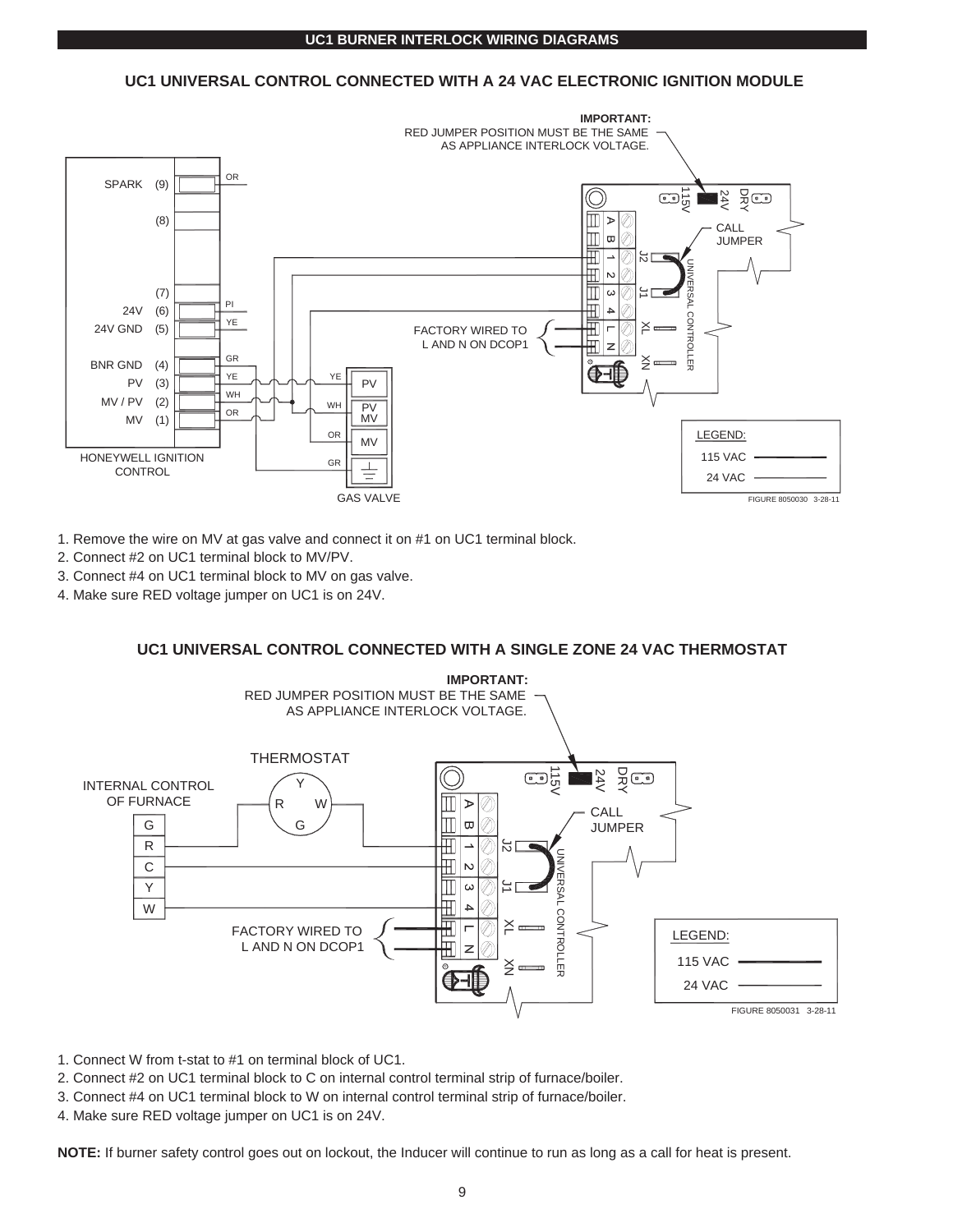## UC1 BURNER INTERLOCK WIRING DIAGRAMS

### UC1 UNIVERSAL CONTROL CONNECTED WITH A 24 VAC ELECTRONIC IGNITION MODULE

IMPORTANT: RED JUMPER POSITION MUST BE THE SAME AS APPLIANCE INTERLOCK VOLTAGE.

FIGURE 8050030 3-28-11

1. Remove the wire on MV at gas valve and connect it on #1 on UC1 terminal block.
2. Connect #2 on UC1 terminal block to MV/PV.
3. Connect #4 on UC1 terminal block to MV on gas valve.
4. Make sure RED voltage jumper on UC1 is on 24V.

### UC1 UNIVERSAL CONTROL CONNECTED WITH A SINGLE ZONE 24 VAC THERMOSTAT

IMPORTANT: RED JUMPER POSITION MUST BE THE SAME AS APPLIANCE INTERLOCK VOLTAGE.

FIGURE 8050031 3-28-11

1. Connect W from t-stat to #1 on terminal block of UC1.
2. Connect #2 on UC1 terminal block to C on internal control terminal strip of furnace/boiler.
3. Connect #4 on UC1 terminal block to W on internal control terminal strip of furnace/boiler.
4. Make sure RED voltage jumper on UC1 is on 24V.

**NOTE:** If burner safety control goes out on lockout, the Inducer will continue to run as long as a call for heat is present.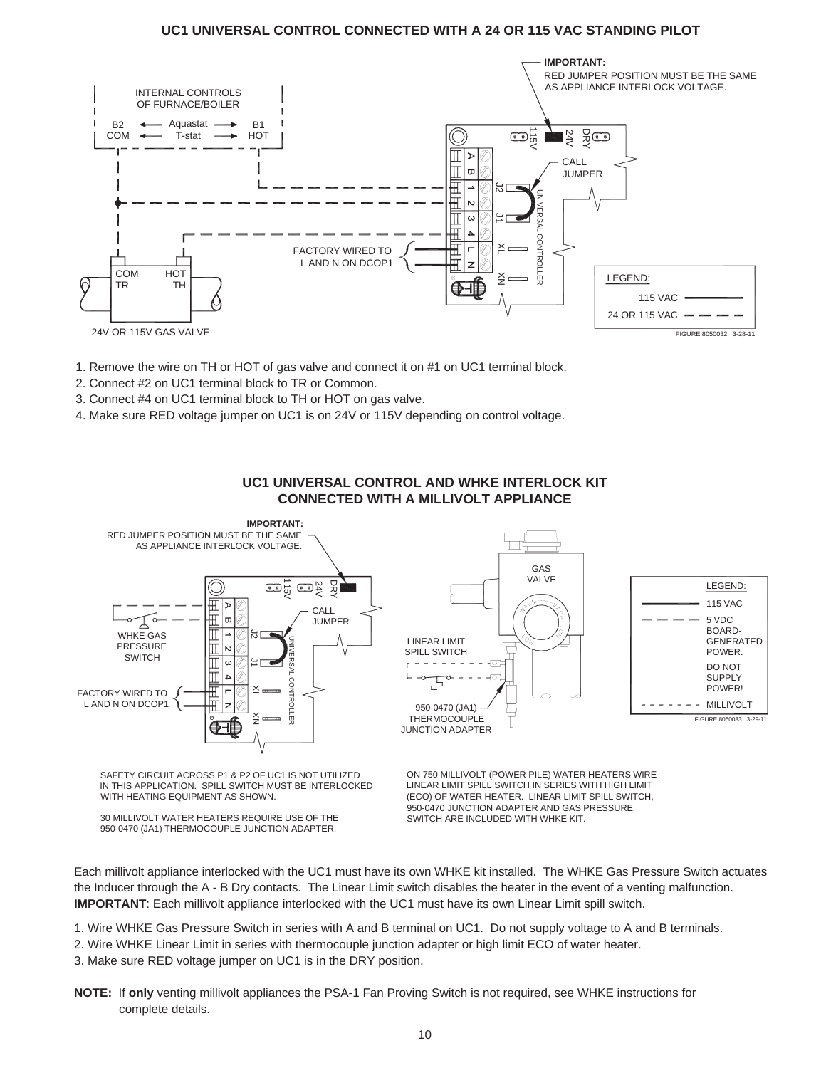## UC1 UNIVERSAL CONTROL CONNECTED WITH A 24 OR 115 VAC STANDING PILOT

IMPORTANT: RED JUMPER POSITION MUST BE THE SAME AS APPLIANCE INTERLOCK VOLTAGE.

INTERNAL CONTROLS OF FURNACE/BOILER

B2 COM ← Aquastat T-stat → B1 HOT

CALL JUMPER

FACTORY WIRED TO L AND N ON DCOP1

COM TR — HOT TH

24V OR 115V GAS VALVE

LEGEND: 115 VAC (solid line); 24 OR 115 VAC (dashed line)

FIGURE 8050032 3-28-11

1. Remove the wire on TH or HOT of gas valve and connect it on #1 on UC1 terminal block.
2. Connect #2 on UC1 terminal block to TR or Common.
3. Connect #4 on UC1 terminal block to TH or HOT on gas valve.
4. Make sure RED voltage jumper on UC1 is on 24V or 115V depending on control voltage.

## UC1 UNIVERSAL CONTROL AND WHKE INTERLOCK KIT CONNECTED WITH A MILLIVOLT APPLIANCE

IMPORTANT: RED JUMPER POSITION MUST BE THE SAME AS APPLIANCE INTERLOCK VOLTAGE.

WHKE GAS PRESSURE SWITCH

FACTORY WIRED TO L AND N ON DCOP1

CALL JUMPER

GAS VALVE

LINEAR LIMIT SPILL SWITCH

950-0470 (JA1) THERMOCOUPLE JUNCTION ADAPTER

LEGEND: 115 VAC (solid line); 5 VDC BOARD-GENERATED POWER. DO NOT SUPPLY POWER! (dashed line); MILLIVOLT (fine dashed line)

FIGURE 8050033 3-29-11

SAFETY CIRCUIT ACROSS P1 & P2 OF UC1 IS NOT UTILIZED IN THIS APPLICATION. SPILL SWITCH MUST BE INTERLOCKED WITH HEATING EQUIPMENT AS SHOWN.

30 MILLIVOLT WATER HEATERS REQUIRE USE OF THE 950-0470 (JA1) THERMOCOUPLE JUNCTION ADAPTER.

ON 750 MILLIVOLT (POWER PILE) WATER HEATERS WIRE LINEAR LIMIT SPILL SWITCH IN SERIES WITH HIGH LIMIT (ECO) OF WATER HEATER. LINEAR LIMIT SPILL SWITCH, 950-0470 JUNCTION ADAPTER AND GAS PRESSURE SWITCH ARE INCLUDED WITH WHKE KIT.

Each millivolt appliance interlocked with the UC1 must have its own WHKE kit installed. The WHKE Gas Pressure Switch actuates the Inducer through the A - B Dry contacts. The Linear Limit switch disables the heater in the event of a venting malfunction. **IMPORTANT**: Each millivolt appliance interlocked with the UC1 must have its own Linear Limit spill switch.

1. Wire WHKE Gas Pressure Switch in series with A and B terminal on UC1. Do not supply voltage to A and B terminals.
2. Wire WHKE Linear Limit in series with thermocouple junction adapter or high limit ECO of water heater.
3. Make sure RED voltage jumper on UC1 is in the DRY position.

**NOTE:** If **only** venting millivolt appliances the PSA-1 Fan Proving Switch is not required, see WHKE instructions for complete details.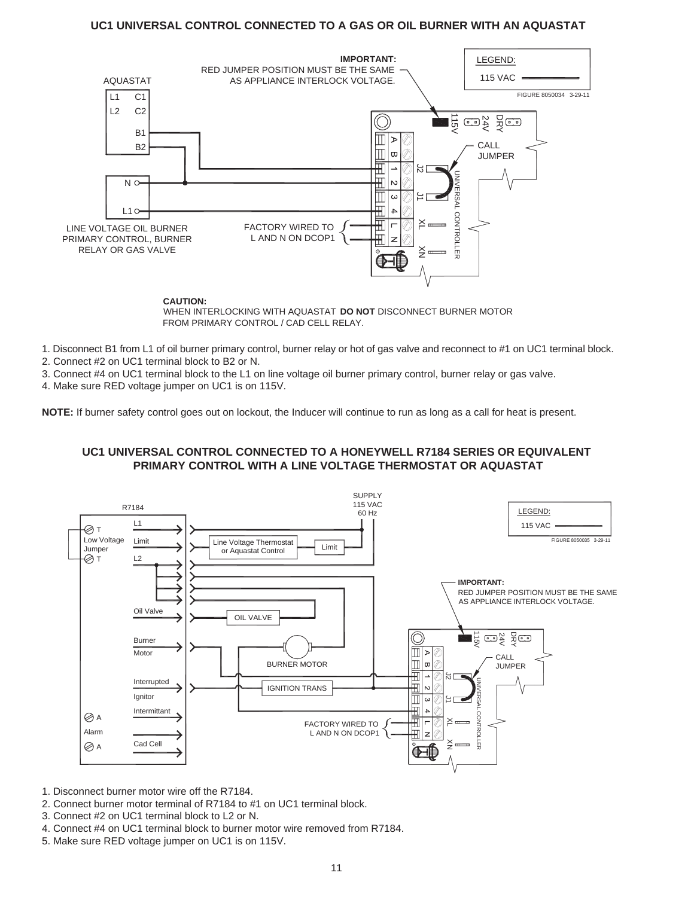## UC1 UNIVERSAL CONTROL CONNECTED TO A GAS OR OIL BURNER WITH AN AQUASTAT

**IMPORTANT:**
RED JUMPER POSITION MUST BE THE SAME AS APPLIANCE INTERLOCK VOLTAGE.

LEGEND:
115 VAC

FIGURE 8050034 3-29-11

AQUASTAT: L1, C1, L2, C2, B1, B2

LINE VOLTAGE OIL BURNER PRIMARY CONTROL, BURNER RELAY OR GAS VALVE: N, L1

FACTORY WIRED TO L AND N ON DCOP1

UNIVERSAL CONTROLLER: 115V, 24V, DRY, A, B, 1, 2, 3, 4, L, N, J2, J1, XL, XN, CALL JUMPER

**CAUTION:**
WHEN INTERLOCKING WITH AQUASTAT **DO NOT** DISCONNECT BURNER MOTOR FROM PRIMARY CONTROL / CAD CELL RELAY.

1. Disconnect B1 from L1 of oil burner primary control, burner relay or hot of gas valve and reconnect to #1 on UC1 terminal block.
2. Connect #2 on UC1 terminal block to B2 or N.
3. Connect #4 on UC1 terminal block to the L1 on line voltage oil burner primary control, burner relay or gas valve.
4. Make sure RED voltage jumper on UC1 is on 115V.

**NOTE:** If burner safety control goes out on lockout, the Inducer will continue to run as long as a call for heat is present.

## UC1 UNIVERSAL CONTROL CONNECTED TO A HONEYWELL R7184 SERIES OR EQUIVALENT PRIMARY CONTROL WITH A LINE VOLTAGE THERMOSTAT OR AQUASTAT

SUPPLY 115 VAC 60 Hz

LEGEND:
115 VAC

FIGURE 8050035 3-29-11

R7184: T, Low Voltage Jumper, T, L1, Limit, L2, Oil Valve, Burner Motor, Interrupted Ignitor, Intermittant, A, Alarm, A, Cad Cell

Line Voltage Thermostat or Aquastat Control

Limit

OIL VALVE

BURNER MOTOR

IGNITION TRANS

**IMPORTANT:**
RED JUMPER POSITION MUST BE THE SAME AS APPLIANCE INTERLOCK VOLTAGE.

FACTORY WIRED TO L AND N ON DCOP1

UNIVERSAL CONTROLLER: 115V, 24V, DRY, A, B, 1, 2, 3, 4, L, N, J2, J1, XL, XN, CALL JUMPER

1. Disconnect burner motor wire off the R7184.
2. Connect burner motor terminal of R7184 to #1 on UC1 terminal block.
3. Connect #2 on UC1 terminal block to L2 or N.
4. Connect #4 on UC1 terminal block to burner motor wire removed from R7184.
5. Make sure RED voltage jumper on UC1 is on 115V.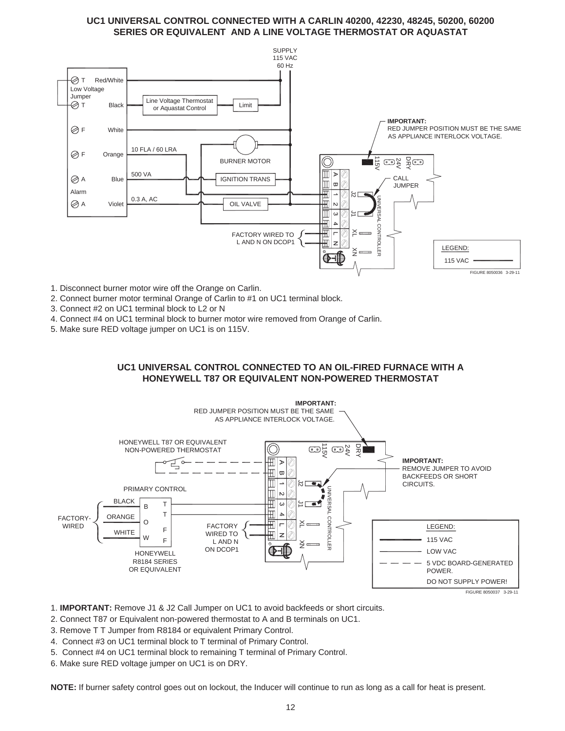## UC1 UNIVERSAL CONTROL CONNECTED WITH A CARLIN 40200, 42230, 48245, 50200, 60200 SERIES OR EQUIVALENT AND A LINE VOLTAGE THERMOSTAT OR AQUASTAT

SUPPLY 115 VAC 60 Hz

T Red/White
Low Voltage Jumper
T Black
F White
F Orange
A Blue
Alarm
A Violet

Line Voltage Thermostat or Aquastat Control

Limit

10 FLA / 60 LRA

BURNER MOTOR

500 VA

IGNITION TRANS

0.3 A, AC

OIL VALVE

FACTORY WIRED TO L AND N ON DCOP1

**IMPORTANT:** RED JUMPER POSITION MUST BE THE SAME AS APPLIANCE INTERLOCK VOLTAGE.

CALL JUMPER

115V 24V DRY

A B 1 2 3 4 L N

J2 J1 XL XN

UNIVERSAL CONTROLLER

LEGEND: 115 VAC

FIGURE 8050036 3-29-11

1. Disconnect burner motor wire off the Orange on Carlin.
2. Connect burner motor terminal Orange of Carlin to #1 on UC1 terminal block.
3. Connect #2 on UC1 terminal block to L2 or N
4. Connect #4 on UC1 terminal block to burner motor wire removed from Orange of Carlin.
5. Make sure RED voltage jumper on UC1 is on 115V.

## UC1 UNIVERSAL CONTROL CONNECTED TO AN OIL-FIRED FURNACE WITH A HONEYWELL T87 OR EQUIVALENT NON-POWERED THERMOSTAT

**IMPORTANT:** RED JUMPER POSITION MUST BE THE SAME AS APPLIANCE INTERLOCK VOLTAGE.

HONEYWELL T87 OR EQUIVALENT NON-POWERED THERMOSTAT

**IMPORTANT:** REMOVE JUMPER TO AVOID BACKFEEDS OR SHORT CIRCUITS.

PRIMARY CONTROL

FACTORY-WIRED

BLACK B T
ORANGE O T
WHITE W F F

HONEYWELL R8184 SERIES OR EQUIVALENT

FACTORY WIRED TO L AND N ON DCOP1

115V 24V DRY

A B 1 2 3 4 L N

J2 J1 XL XN

UNIVERSAL CONTROLLER

LEGEND:
115 VAC
LOW VAC
5 VDC BOARD-GENERATED POWER.
DO NOT SUPPLY POWER!

FIGURE 8050037 3-29-11

1. **IMPORTANT:** Remove J1 & J2 Call Jumper on UC1 to avoid backfeeds or short circuits.
2. Connect T87 or Equivalent non-powered thermostat to A and B terminals on UC1.
3. Remove T T Jumper from R8184 or equivalent Primary Control.
4. Connect #3 on UC1 terminal block to T terminal of Primary Control.
5. Connect #4 on UC1 terminal block to remaining T terminal of Primary Control.
6. Make sure RED voltage jumper on UC1 is on DRY.

**NOTE:** If burner safety control goes out on lockout, the Inducer will continue to run as long as a call for heat is present.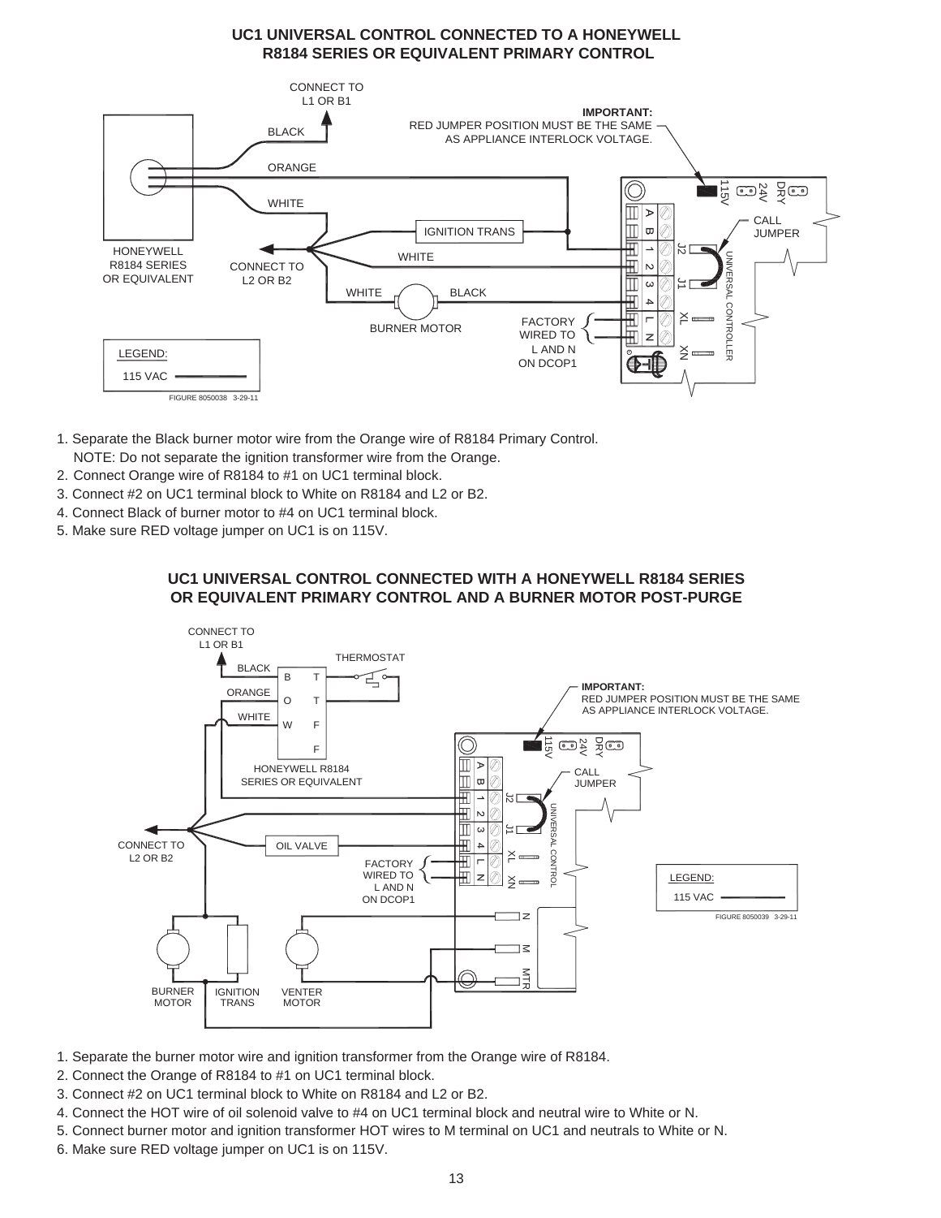## UC1 UNIVERSAL CONTROL CONNECTED TO A HONEYWELL R8184 SERIES OR EQUIVALENT PRIMARY CONTROL

FIGURE 8050038 3-29-11

1. Separate the Black burner motor wire from the Orange wire of R8184 Primary Control.
   NOTE: Do not separate the ignition transformer wire from the Orange.
2. Connect Orange wire of R8184 to #1 on UC1 terminal block.
3. Connect #2 on UC1 terminal block to White on R8184 and L2 or B2.
4. Connect Black of burner motor to #4 on UC1 terminal block.
5. Make sure RED voltage jumper on UC1 is on 115V.

## UC1 UNIVERSAL CONTROL CONNECTED WITH A HONEYWELL R8184 SERIES OR EQUIVALENT PRIMARY CONTROL AND A BURNER MOTOR POST-PURGE

FIGURE 8050039 3-29-11

1. Separate the burner motor wire and ignition transformer from the Orange wire of R8184.
2. Connect the Orange of R8184 to #1 on UC1 terminal block.
3. Connect #2 on UC1 terminal block to White on R8184 and L2 or B2.
4. Connect the HOT wire of oil solenoid valve to #4 on UC1 terminal block and neutral wire to White or N.
5. Connect burner motor and ignition transformer HOT wires to M terminal on UC1 and neutrals to White or N.
6. Make sure RED voltage jumper on UC1 is on 115V.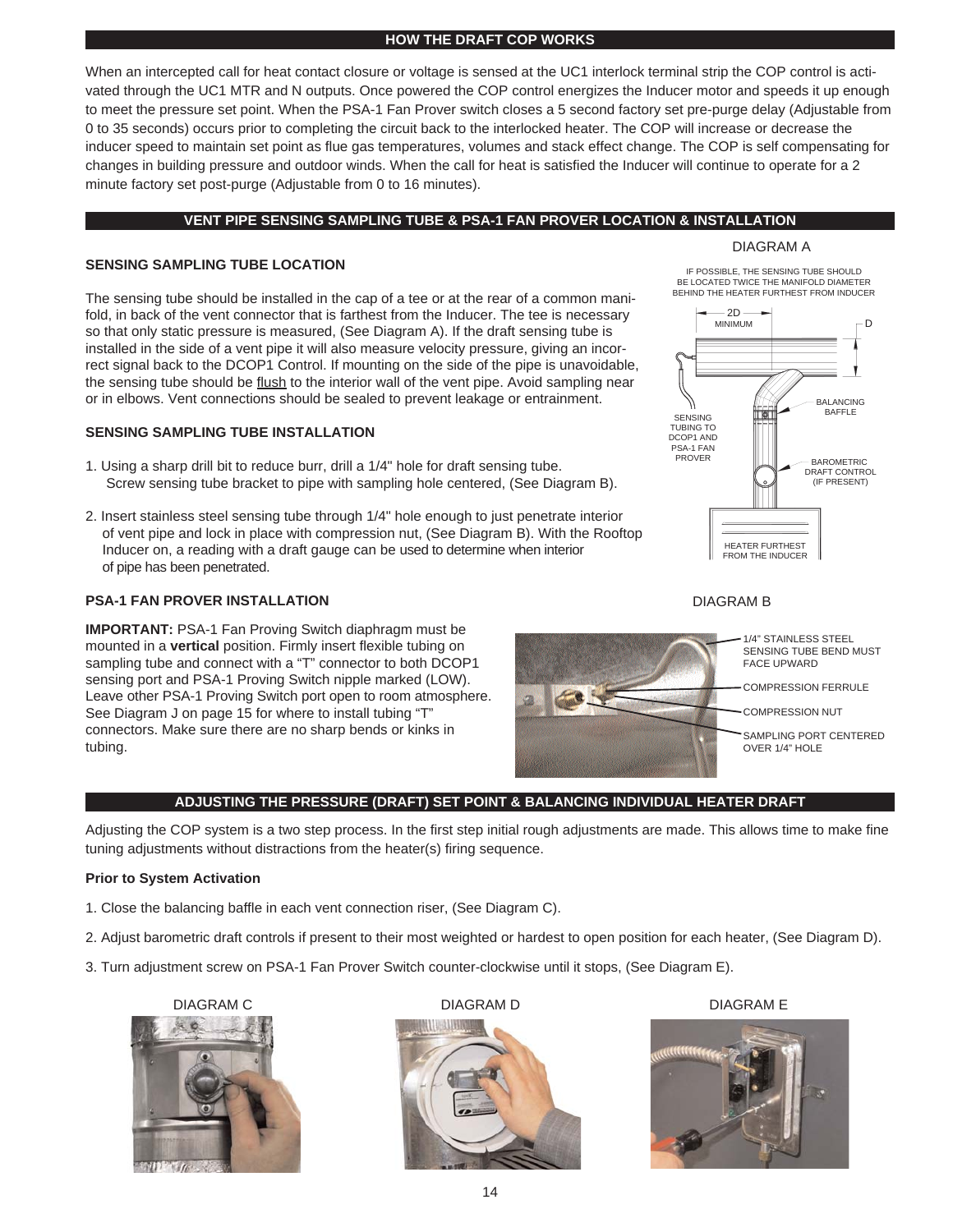## HOW THE DRAFT COP WORKS

When an intercepted call for heat contact closure or voltage is sensed at the UC1 interlock terminal strip the COP control is activated through the UC1 MTR and N outputs. Once powered the COP control energizes the Inducer motor and speeds it up enough to meet the pressure set point. When the PSA-1 Fan Prover switch closes a 5 second factory set pre-purge delay (Adjustable from 0 to 35 seconds) occurs prior to completing the circuit back to the interlocked heater. The COP will increase or decrease the inducer speed to maintain set point as flue gas temperatures, volumes and stack effect change. The COP is self compensating for changes in building pressure and outdoor winds. When the call for heat is satisfied the Inducer will continue to operate for a 2 minute factory set post-purge (Adjustable from 0 to 16 minutes).

## VENT PIPE SENSING SAMPLING TUBE & PSA-1 FAN PROVER LOCATION & INSTALLATION

### SENSING SAMPLING TUBE LOCATION

The sensing tube should be installed in the cap of a tee or at the rear of a common manifold, in back of the vent connector that is farthest from the Inducer. The tee is necessary so that only static pressure is measured, (See Diagram A). If the draft sensing tube is installed in the side of a vent pipe it will also measure velocity pressure, giving an incorrect signal back to the DCOP1 Control. If mounting on the side of the pipe is unavoidable, the sensing tube should be flush to the interior wall of the vent pipe. Avoid sampling near or in elbows. Vent connections should be sealed to prevent leakage or entrainment.

DIAGRAM A

IF POSSIBLE, THE SENSING TUBE SHOULD BE LOCATED TWICE THE MANIFOLD DIAMETER BEHIND THE HEATER FURTHEST FROM INDUCER

2D MINIMUM — D — BALANCING BAFFLE — SENSING TUBING TO DCOP1 AND PSA-1 FAN PROVER — BAROMETRIC DRAFT CONTROL (IF PRESENT) — HEATER FURTHEST FROM THE INDUCER

### SENSING SAMPLING TUBE INSTALLATION

1. Using a sharp drill bit to reduce burr, drill a 1/4" hole for draft sensing tube. Screw sensing tube bracket to pipe with sampling hole centered, (See Diagram B).
2. Insert stainless steel sensing tube through 1/4" hole enough to just penetrate interior of vent pipe and lock in place with compression nut, (See Diagram B). With the Rooftop Inducer on, a reading with a draft gauge can be used to determine when interior of pipe has been penetrated.

### PSA-1 FAN PROVER INSTALLATION

**IMPORTANT:** PSA-1 Fan Proving Switch diaphragm must be mounted in a **vertical** position. Firmly insert flexible tubing on sampling tube and connect with a "T" connector to both DCOP1 sensing port and PSA-1 Proving Switch nipple marked (LOW). Leave other PSA-1 Proving Switch port open to room atmosphere. See Diagram J on page 15 for where to install tubing "T" connectors. Make sure there are no sharp bends or kinks in tubing.

DIAGRAM B

- 1/4" STAINLESS STEEL SENSING TUBE BEND MUST FACE UPWARD
- COMPRESSION FERRULE
- COMPRESSION NUT
- SAMPLING PORT CENTERED OVER 1/4" HOLE

## ADJUSTING THE PRESSURE (DRAFT) SET POINT & BALANCING INDIVIDUAL HEATER DRAFT

Adjusting the COP system is a two step process. In the first step initial rough adjustments are made. This allows time to make fine tuning adjustments without distractions from the heater(s) firing sequence.

### Prior to System Activation

1. Close the balancing baffle in each vent connection riser, (See Diagram C).
2. Adjust barometric draft controls if present to their most weighted or hardest to open position for each heater, (See Diagram D).
3. Turn adjustment screw on PSA-1 Fan Prover Switch counter-clockwise until it stops, (See Diagram E).

DIAGRAM C

DIAGRAM D

DIAGRAM E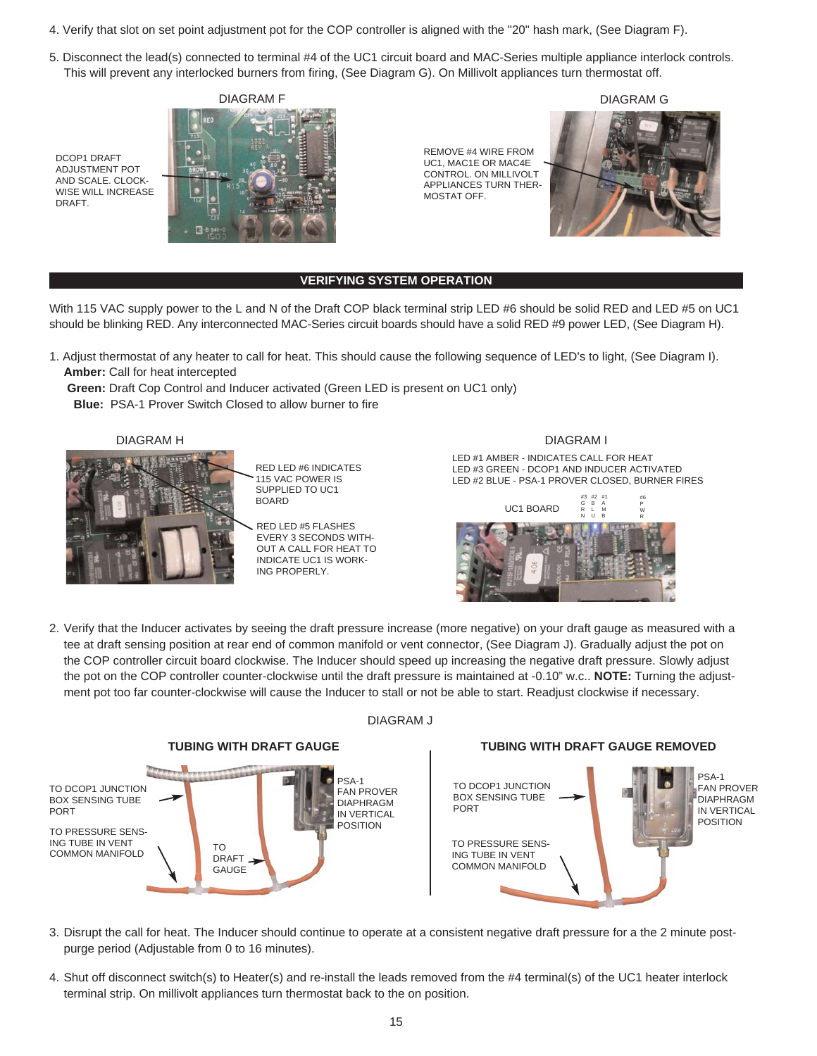4. Verify that slot on set point adjustment pot for the COP controller is aligned with the "20" hash mark, (See Diagram F).

5. Disconnect the lead(s) connected to terminal #4 of the UC1 circuit board and MAC-Series multiple appliance interlock controls. This will prevent any interlocked burners from firing, (See Diagram G). On Millivolt appliances turn thermostat off.

DIAGRAM F

DCOP1 DRAFT ADJUSTMENT POT AND SCALE. CLOCK-WISE WILL INCREASE DRAFT.

DIAGRAM G

REMOVE #4 WIRE FROM UC1, MAC1E OR MAC4E CONTROL. ON MILLIVOLT APPLIANCES TURN THER-MOSTAT OFF.

## VERIFYING SYSTEM OPERATION

With 115 VAC supply power to the L and N of the Draft COP black terminal strip LED #6 should be solid RED and LED #5 on UC1 should be blinking RED. Any interconnected MAC-Series circuit boards should have a solid RED #9 power LED, (See Diagram H).

1. Adjust thermostat of any heater to call for heat. This should cause the following sequence of LED's to light, (See Diagram I).
   **Amber:** Call for heat intercepted
   **Green:** Draft Cop Control and Inducer activated (Green LED is present on UC1 only)
   **Blue:** PSA-1 Prover Switch Closed to allow burner to fire

DIAGRAM H

RED LED #6 INDICATES 115 VAC POWER IS SUPPLIED TO UC1 BOARD

RED LED #5 FLASHES EVERY 3 SECONDS WITH-OUT A CALL FOR HEAT TO INDICATE UC1 IS WORK-ING PROPERLY.

DIAGRAM I

LED #1 AMBER - INDICATES CALL FOR HEAT
LED #3 GREEN - DCOP1 AND INDUCER ACTIVATED
LED #2 BLUE - PSA-1 PROVER CLOSED, BURNER FIRES

UC1 BOARD — #3 GRN, #2 BLU, #1 AMB, #6 PWR

2. Verify that the Inducer activates by seeing the draft pressure increase (more negative) on your draft gauge as measured with a tee at draft sensing position at rear end of common manifold or vent connector, (See Diagram J). Gradually adjust the pot on the COP controller circuit board clockwise. The Inducer should speed up increasing the negative draft pressure. Slowly adjust the pot on the COP controller counter-clockwise until the draft pressure is maintained at -0.10" w.c.. **NOTE:** Turning the adjust-ment pot too far counter-clockwise will cause the Inducer to stall or not be able to start. Readjust clockwise if necessary.

DIAGRAM J

**TUBING WITH DRAFT GAUGE**

TO DCOP1 JUNCTION BOX SENSING TUBE PORT

TO PRESSURE SENS-ING TUBE IN VENT COMMON MANIFOLD

TO DRAFT GAUGE

PSA-1 FAN PROVER DIAPHRAGM IN VERTICAL POSITION

**TUBING WITH DRAFT GAUGE REMOVED**

TO DCOP1 JUNCTION BOX SENSING TUBE PORT

TO PRESSURE SENS-ING TUBE IN VENT COMMON MANIFOLD

PSA-1 FAN PROVER DIAPHRAGM IN VERTICAL POSITION

3. Disrupt the call for heat. The Inducer should continue to operate at a consistent negative draft pressure for a the 2 minute post-purge period (Adjustable from 0 to 16 minutes).

4. Shut off disconnect switch(s) to Heater(s) and re-install the leads removed from the #4 terminal(s) of the UC1 heater interlock terminal strip. On millivolt appliances turn thermostat back to the on position.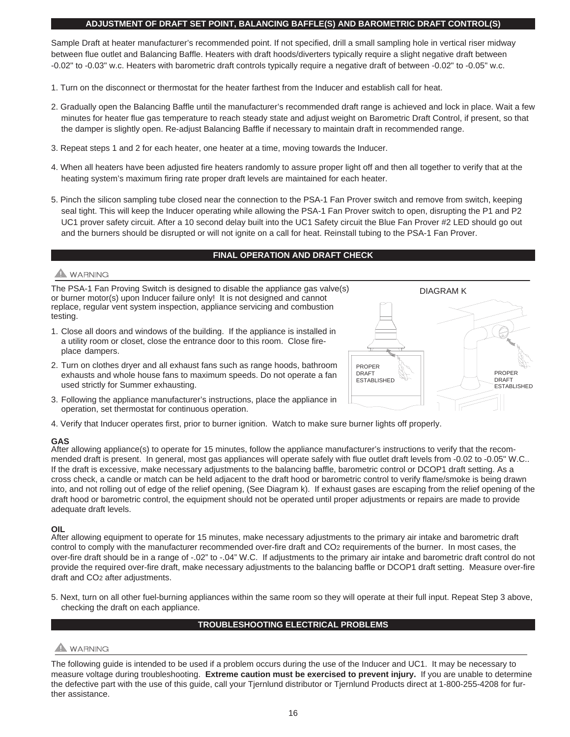## ADJUSTMENT OF DRAFT SET POINT, BALANCING BAFFLE(S) AND BAROMETRIC DRAFT CONTROL(S)

Sample Draft at heater manufacturer's recommended point. If not specified, drill a small sampling hole in vertical riser midway between flue outlet and Balancing Baffle. Heaters with draft hoods/diverters typically require a slight negative draft between -0.02" to -0.03" w.c. Heaters with barometric draft controls typically require a negative draft of between -0.02" to -0.05" w.c.

1. Turn on the disconnect or thermostat for the heater farthest from the Inducer and establish call for heat.
2. Gradually open the Balancing Baffle until the manufacturer's recommended draft range is achieved and lock in place. Wait a few minutes for heater flue gas temperature to reach steady state and adjust weight on Barometric Draft Control, if present, so that the damper is slightly open. Re-adjust Balancing Baffle if necessary to maintain draft in recommended range.
3. Repeat steps 1 and 2 for each heater, one heater at a time, moving towards the Inducer.
4. When all heaters have been adjusted fire heaters randomly to assure proper light off and then all together to verify that at the heating system's maximum firing rate proper draft levels are maintained for each heater.
5. Pinch the silicon sampling tube closed near the connection to the PSA-1 Fan Prover switch and remove from switch, keeping seal tight. This will keep the Inducer operating while allowing the PSA-1 Fan Prover switch to open, disrupting the P1 and P2 UC1 prover safety circuit. After a 10 second delay built into the UC1 Safety circuit the Blue Fan Prover #2 LED should go out and the burners should be disrupted or will not ignite on a call for heat. Reinstall tubing to the PSA-1 Fan Prover.

## FINAL OPERATION AND DRAFT CHECK

⚠ WARNING

The PSA-1 Fan Proving Switch is designed to disable the appliance gas valve(s) or burner motor(s) upon Inducer failure only! It is not designed and cannot replace, regular vent system inspection, appliance servicing and combustion testing.

DIAGRAM K

PROPER DRAFT ESTABLISHED

PROPER DRAFT ESTABLISHED

1. Close all doors and windows of the building. If the appliance is installed in a utility room or closet, close the entrance door to this room. Close fireplace dampers.
2. Turn on clothes dryer and all exhaust fans such as range hoods, bathroom exhausts and whole house fans to maximum speeds. Do not operate a fan used strictly for Summer exhausting.
3. Following the appliance manufacturer's instructions, place the appliance in operation, set thermostat for continuous operation.
4. Verify that Inducer operates first, prior to burner ignition. Watch to make sure burner lights off properly.

**GAS**
After allowing appliance(s) to operate for 15 minutes, follow the appliance manufacturer's instructions to verify that the recommended draft is present. In general, most gas appliances will operate safely with flue outlet draft levels from -0.02 to -0.05" W.C.. If the draft is excessive, make necessary adjustments to the balancing baffle, barometric control or DCOP1 draft setting. As a cross check, a candle or match can be held adjacent to the draft hood or barometric control to verify flame/smoke is being drawn into, and not rolling out of edge of the relief opening, (See Diagram k). If exhaust gases are escaping from the relief opening of the draft hood or barometric control, the equipment should not be operated until proper adjustments or repairs are made to provide adequate draft levels.

**OIL**
After allowing equipment to operate for 15 minutes, make necessary adjustments to the primary air intake and barometric draft control to comply with the manufacturer recommended over-fire draft and $CO_2$ requirements of the burner. In most cases, the over-fire draft should be in a range of -.02" to -.04" W.C. If adjustments to the primary air intake and barometric draft control do not provide the required over-fire draft, make necessary adjustments to the balancing baffle or DCOP1 draft setting. Measure over-fire draft and $CO_2$ after adjustments.

5. Next, turn on all other fuel-burning appliances within the same room so they will operate at their full input. Repeat Step 3 above, checking the draft on each appliance.

## TROUBLESHOOTING ELECTRICAL PROBLEMS

⚠ WARNING

The following guide is intended to be used if a problem occurs during the use of the Inducer and UC1. It may be necessary to measure voltage during troubleshooting. **Extreme caution must be exercised to prevent injury.** If you are unable to determine the defective part with the use of this guide, call your Tjernlund distributor or Tjernlund Products direct at 1-800-255-4208 for further assistance.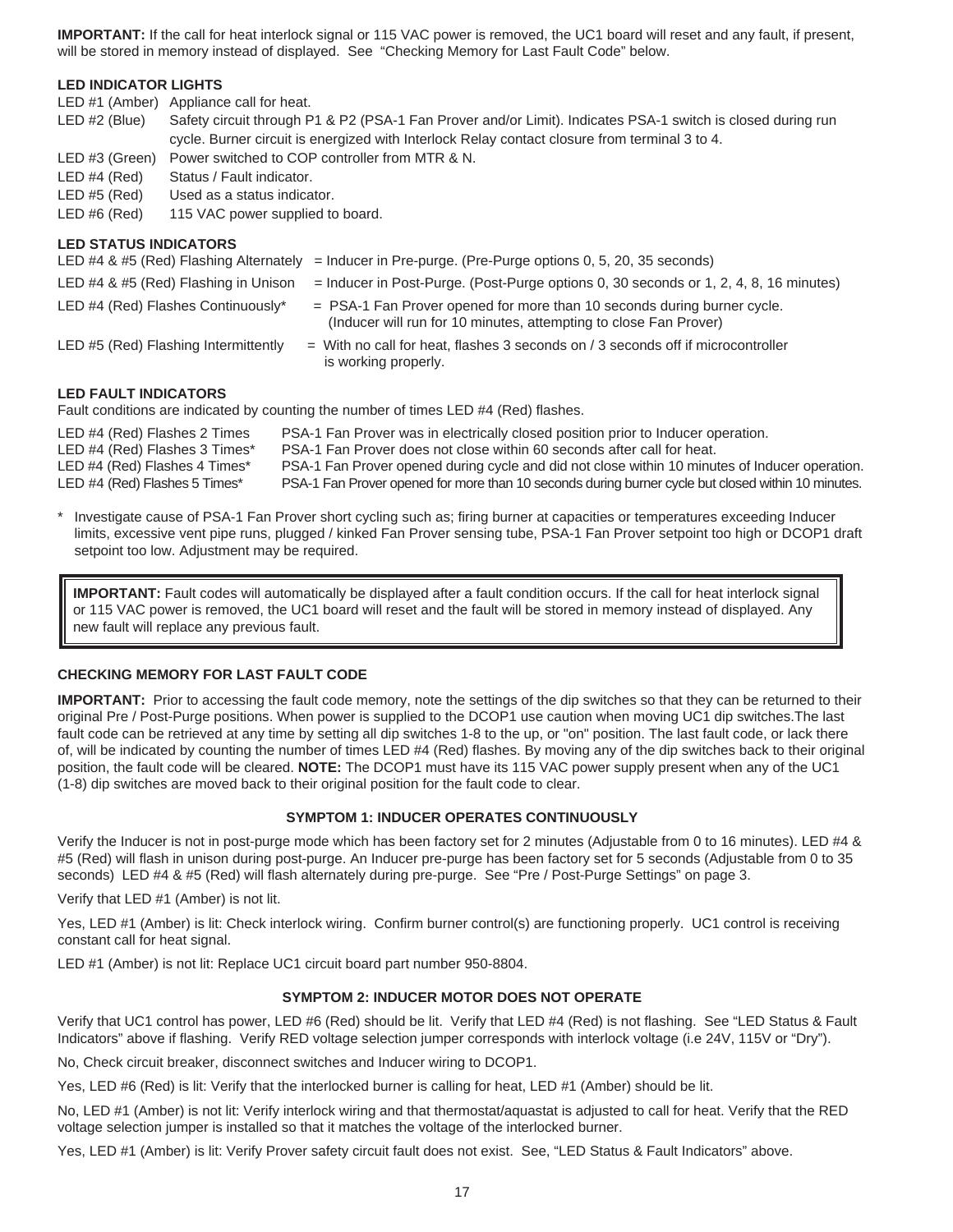**IMPORTANT:** If the call for heat interlock signal or 115 VAC power is removed, the UC1 board will reset and any fault, if present, will be stored in memory instead of displayed. See "Checking Memory for Last Fault Code" below.

### LED INDICATOR LIGHTS

| | |
|---|---|
| LED #1 (Amber) | Appliance call for heat. |
| LED #2 (Blue) | Safety circuit through P1 & P2 (PSA-1 Fan Prover and/or Limit). Indicates PSA-1 switch is closed during run cycle. Burner circuit is energized with Interlock Relay contact closure from terminal 3 to 4. |
| LED #3 (Green) | Power switched to COP controller from MTR & N. |
| LED #4 (Red) | Status / Fault indicator. |
| LED #5 (Red) | Used as a status indicator. |
| LED #6 (Red) | 115 VAC power supplied to board. |

### LED STATUS INDICATORS

| | |
|---|---|
| LED #4 & #5 (Red) Flashing Alternately | = Inducer in Pre-purge. (Pre-Purge options 0, 5, 20, 35 seconds) |
| LED #4 & #5 (Red) Flashing in Unison | = Inducer in Post-Purge. (Post-Purge options 0, 30 seconds or 1, 2, 4, 8, 16 minutes) |
| LED #4 (Red) Flashes Continuously* | = PSA-1 Fan Prover opened for more than 10 seconds during burner cycle. (Inducer will run for 10 minutes, attempting to close Fan Prover) |
| LED #5 (Red) Flashing Intermittently | = With no call for heat, flashes 3 seconds on / 3 seconds off if microcontroller is working properly. |

### LED FAULT INDICATORS

Fault conditions are indicated by counting the number of times LED #4 (Red) flashes.

| | |
|---|---|
| LED #4 (Red) Flashes 2 Times | PSA-1 Fan Prover was in electrically closed position prior to Inducer operation. |
| LED #4 (Red) Flashes 3 Times* | PSA-1 Fan Prover does not close within 60 seconds after call for heat. |
| LED #4 (Red) Flashes 4 Times* | PSA-1 Fan Prover opened during cycle and did not close within 10 minutes of Inducer operation. |
| LED #4 (Red) Flashes 5 Times* | PSA-1 Fan Prover opened for more than 10 seconds during burner cycle but closed within 10 minutes. |

\* Investigate cause of PSA-1 Fan Prover short cycling such as; firing burner at capacities or temperatures exceeding Inducer limits, excessive vent pipe runs, plugged / kinked Fan Prover sensing tube, PSA-1 Fan Prover setpoint too high or DCOP1 draft setpoint too low. Adjustment may be required.

> **IMPORTANT:** Fault codes will automatically be displayed after a fault condition occurs. If the call for heat interlock signal or 115 VAC power is removed, the UC1 board will reset and the fault will be stored in memory instead of displayed. Any new fault will replace any previous fault.

### CHECKING MEMORY FOR LAST FAULT CODE

**IMPORTANT:** Prior to accessing the fault code memory, note the settings of the dip switches so that they can be returned to their original Pre / Post-Purge positions. When power is supplied to the DCOP1 use caution when moving UC1 dip switches.The last fault code can be retrieved at any time by setting all dip switches 1-8 to the up, or "on" position. The last fault code, or lack there of, will be indicated by counting the number of times LED #4 (Red) flashes. By moving any of the dip switches back to their original position, the fault code will be cleared. **NOTE:** The DCOP1 must have its 115 VAC power supply present when any of the UC1 (1-8) dip switches are moved back to their original position for the fault code to clear.

### SYMPTOM 1: INDUCER OPERATES CONTINUOUSLY

Verify the Inducer is not in post-purge mode which has been factory set for 2 minutes (Adjustable from 0 to 16 minutes). LED #4 & #5 (Red) will flash in unison during post-purge. An Inducer pre-purge has been factory set for 5 seconds (Adjustable from 0 to 35 seconds) LED #4 & #5 (Red) will flash alternately during pre-purge. See "Pre / Post-Purge Settings" on page 3.

Verify that LED #1 (Amber) is not lit.

Yes, LED #1 (Amber) is lit: Check interlock wiring. Confirm burner control(s) are functioning properly. UC1 control is receiving constant call for heat signal.

LED #1 (Amber) is not lit: Replace UC1 circuit board part number 950-8804.

### SYMPTOM 2: INDUCER MOTOR DOES NOT OPERATE

Verify that UC1 control has power, LED #6 (Red) should be lit. Verify that LED #4 (Red) is not flashing. See "LED Status & Fault Indicators" above if flashing. Verify RED voltage selection jumper corresponds with interlock voltage (i.e 24V, 115V or "Dry").

No, Check circuit breaker, disconnect switches and Inducer wiring to DCOP1.

Yes, LED #6 (Red) is lit: Verify that the interlocked burner is calling for heat, LED #1 (Amber) should be lit.

No, LED #1 (Amber) is not lit: Verify interlock wiring and that thermostat/aquastat is adjusted to call for heat. Verify that the RED voltage selection jumper is installed so that it matches the voltage of the interlocked burner.

Yes, LED #1 (Amber) is lit: Verify Prover safety circuit fault does not exist. See, "LED Status & Fault Indicators" above.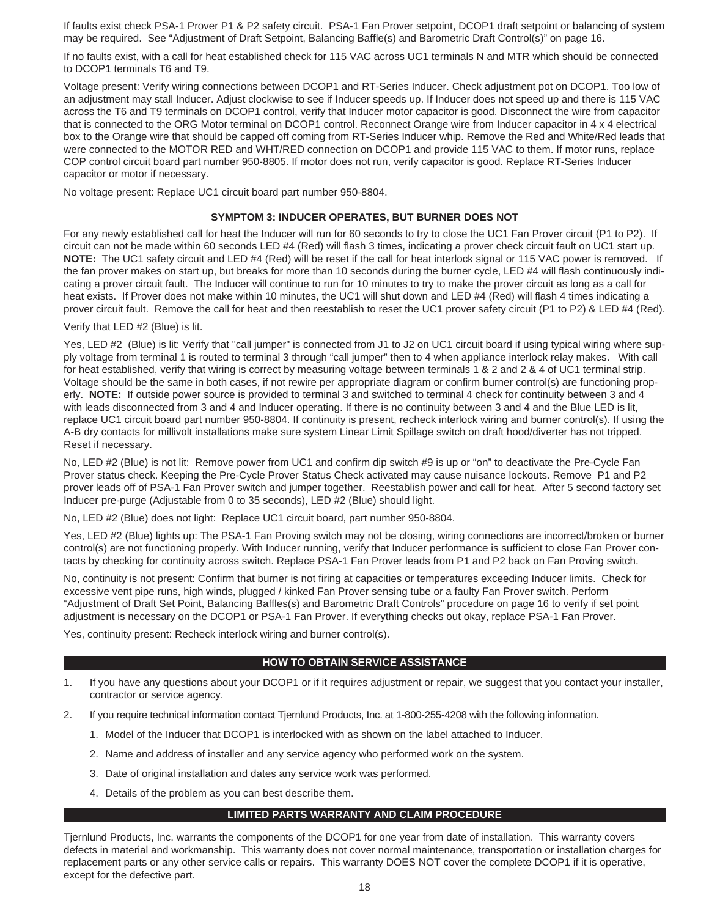If faults exist check PSA-1 Prover P1 & P2 safety circuit. PSA-1 Fan Prover setpoint, DCOP1 draft setpoint or balancing of system may be required. See "Adjustment of Draft Setpoint, Balancing Baffle(s) and Barometric Draft Control(s)" on page 16.

If no faults exist, with a call for heat established check for 115 VAC across UC1 terminals N and MTR which should be connected to DCOP1 terminals T6 and T9.

Voltage present: Verify wiring connections between DCOP1 and RT-Series Inducer. Check adjustment pot on DCOP1. Too low of an adjustment may stall Inducer. Adjust clockwise to see if Inducer speeds up. If Inducer does not speed up and there is 115 VAC across the T6 and T9 terminals on DCOP1 control, verify that Inducer motor capacitor is good. Disconnect the wire from capacitor that is connected to the ORG Motor terminal on DCOP1 control. Reconnect Orange wire from Inducer capacitor in 4 x 4 electrical box to the Orange wire that should be capped off coming from RT-Series Inducer whip. Remove the Red and White/Red leads that were connected to the MOTOR RED and WHT/RED connection on DCOP1 and provide 115 VAC to them. If motor runs, replace COP control circuit board part number 950-8805. If motor does not run, verify capacitor is good. Replace RT-Series Inducer capacitor or motor if necessary.

No voltage present: Replace UC1 circuit board part number 950-8804.

### SYMPTOM 3: INDUCER OPERATES, BUT BURNER DOES NOT

For any newly established call for heat the Inducer will run for 60 seconds to try to close the UC1 Fan Prover circuit (P1 to P2). If circuit can not be made within 60 seconds LED #4 (Red) will flash 3 times, indicating a prover check circuit fault on UC1 start up. **NOTE:** The UC1 safety circuit and LED #4 (Red) will be reset if the call for heat interlock signal or 115 VAC power is removed. If the fan prover makes on start up, but breaks for more than 10 seconds during the burner cycle, LED #4 will flash continuously indicating a prover circuit fault. The Inducer will continue to run for 10 minutes to try to make the prover circuit as long as a call for heat exists. If Prover does not make within 10 minutes, the UC1 will shut down and LED #4 (Red) will flash 4 times indicating a prover circuit fault. Remove the call for heat and then reestablish to reset the UC1 prover safety circuit (P1 to P2) & LED #4 (Red).

Verify that LED #2 (Blue) is lit.

Yes, LED #2 (Blue) is lit: Verify that "call jumper" is connected from J1 to J2 on UC1 circuit board if using typical wiring where supply voltage from terminal 1 is routed to terminal 3 through "call jumper" then to 4 when appliance interlock relay makes. With call for heat established, verify that wiring is correct by measuring voltage between terminals 1 & 2 and 2 & 4 of UC1 terminal strip. Voltage should be the same in both cases, if not rewire per appropriate diagram or confirm burner control(s) are functioning properly. **NOTE:** If outside power source is provided to terminal 3 and switched to terminal 4 check for continuity between 3 and 4 with leads disconnected from 3 and 4 and Inducer operating. If there is no continuity between 3 and 4 and the Blue LED is lit, replace UC1 circuit board part number 950-8804. If continuity is present, recheck interlock wiring and burner control(s). If using the A-B dry contacts for millivolt installations make sure system Linear Limit Spillage switch on draft hood/diverter has not tripped. Reset if necessary.

No, LED #2 (Blue) is not lit: Remove power from UC1 and confirm dip switch #9 is up or "on" to deactivate the Pre-Cycle Fan Prover status check. Keeping the Pre-Cycle Prover Status Check activated may cause nuisance lockouts. Remove P1 and P2 prover leads off of PSA-1 Fan Prover switch and jumper together. Reestablish power and call for heat. After 5 second factory set Inducer pre-purge (Adjustable from 0 to 35 seconds), LED #2 (Blue) should light.

No, LED #2 (Blue) does not light: Replace UC1 circuit board, part number 950-8804.

Yes, LED #2 (Blue) lights up: The PSA-1 Fan Proving switch may not be closing, wiring connections are incorrect/broken or burner control(s) are not functioning properly. With Inducer running, verify that Inducer performance is sufficient to close Fan Prover contacts by checking for continuity across switch. Replace PSA-1 Fan Prover leads from P1 and P2 back on Fan Proving switch.

No, continuity is not present: Confirm that burner is not firing at capacities or temperatures exceeding Inducer limits. Check for excessive vent pipe runs, high winds, plugged / kinked Fan Prover sensing tube or a faulty Fan Prover switch. Perform "Adjustment of Draft Set Point, Balancing Baffles(s) and Barometric Draft Controls" procedure on page 16 to verify if set point adjustment is necessary on the DCOP1 or PSA-1 Fan Prover. If everything checks out okay, replace PSA-1 Fan Prover.

Yes, continuity present: Recheck interlock wiring and burner control(s).

## HOW TO OBTAIN SERVICE ASSISTANCE

1. If you have any questions about your DCOP1 or if it requires adjustment or repair, we suggest that you contact your installer, contractor or service agency.
2. If you require technical information contact Tjernlund Products, Inc. at 1-800-255-4208 with the following information.
   1. Model of the Inducer that DCOP1 is interlocked with as shown on the label attached to Inducer.
   2. Name and address of installer and any service agency who performed work on the system.
   3. Date of original installation and dates any service work was performed.
   4. Details of the problem as you can best describe them.

## LIMITED PARTS WARRANTY AND CLAIM PROCEDURE

Tjernlund Products, Inc. warrants the components of the DCOP1 for one year from date of installation. This warranty covers defects in material and workmanship. This warranty does not cover normal maintenance, transportation or installation charges for replacement parts or any other service calls or repairs. This warranty DOES NOT cover the complete DCOP1 if it is operative, except for the defective part.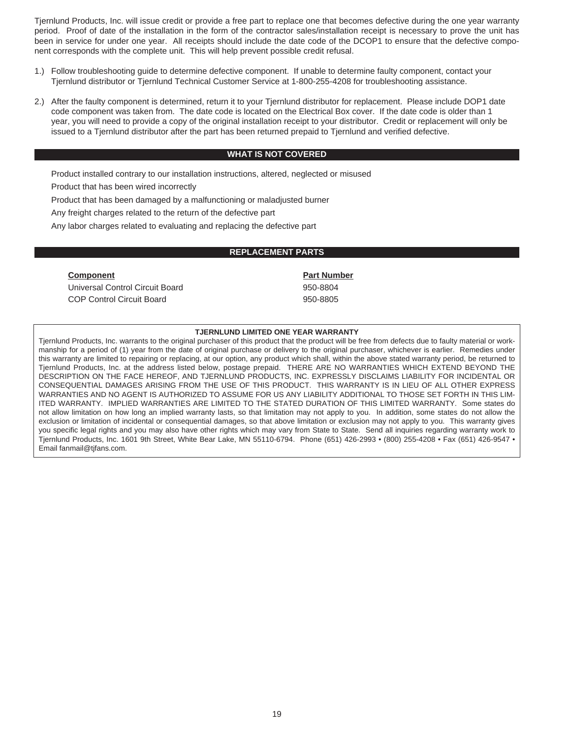Tjernlund Products, Inc. will issue credit or provide a free part to replace one that becomes defective during the one year warranty period. Proof of date of the installation in the form of the contractor sales/installation receipt is necessary to prove the unit has been in service for under one year. All receipts should include the date code of the DCOP1 to ensure that the defective component corresponds with the complete unit. This will help prevent possible credit refusal.

1.) Follow troubleshooting guide to determine defective component. If unable to determine faulty component, contact your Tjernlund distributor or Tjernlund Technical Customer Service at 1-800-255-4208 for troubleshooting assistance.

2.) After the faulty component is determined, return it to your Tjernlund distributor for replacement. Please include DOP1 date code component was taken from. The date code is located on the Electrical Box cover. If the date code is older than 1 year, you will need to provide a copy of the original installation receipt to your distributor. Credit or replacement will only be issued to a Tjernlund distributor after the part has been returned prepaid to Tjernlund and verified defective.

## WHAT IS NOT COVERED

Product installed contrary to our installation instructions, altered, neglected or misused

Product that has been wired incorrectly

Product that has been damaged by a malfunctioning or maladjusted burner

Any freight charges related to the return of the defective part

Any labor charges related to evaluating and replacing the defective part

## REPLACEMENT PARTS

| Component | Part Number |
|---|---|
| Universal Control Circuit Board | 950-8804 |
| COP Control Circuit Board | 950-8805 |

**TJERNLUND LIMITED ONE YEAR WARRANTY**

Tjernlund Products, Inc. warrants to the original purchaser of this product that the product will be free from defects due to faulty material or workmanship for a period of (1) year from the date of original purchase or delivery to the original purchaser, whichever is earlier. Remedies under this warranty are limited to repairing or replacing, at our option, any product which shall, within the above stated warranty period, be returned to Tjernlund Products, Inc. at the address listed below, postage prepaid. THERE ARE NO WARRANTIES WHICH EXTEND BEYOND THE DESCRIPTION ON THE FACE HEREOF, AND TJERNLUND PRODUCTS, INC. EXPRESSLY DISCLAIMS LIABILITY FOR INCIDENTAL OR CONSEQUENTIAL DAMAGES ARISING FROM THE USE OF THIS PRODUCT. THIS WARRANTY IS IN LIEU OF ALL OTHER EXPRESS WARRANTIES AND NO AGENT IS AUTHORIZED TO ASSUME FOR US ANY LIABILITY ADDITIONAL TO THOSE SET FORTH IN THIS LIMITED WARRANTY. IMPLIED WARRANTIES ARE LIMITED TO THE STATED DURATION OF THIS LIMITED WARRANTY. Some states do not allow limitation on how long an implied warranty lasts, so that limitation may not apply to you. In addition, some states do not allow the exclusion or limitation of incidental or consequential damages, so that above limitation or exclusion may not apply to you. This warranty gives you specific legal rights and you may also have other rights which may vary from State to State. Send all inquiries regarding warranty work to Tjernlund Products, Inc. 1601 9th Street, White Bear Lake, MN 55110-6794. Phone (651) 426-2993 • (800) 255-4208 • Fax (651) 426-9547 • Email fanmail@tjfans.com.